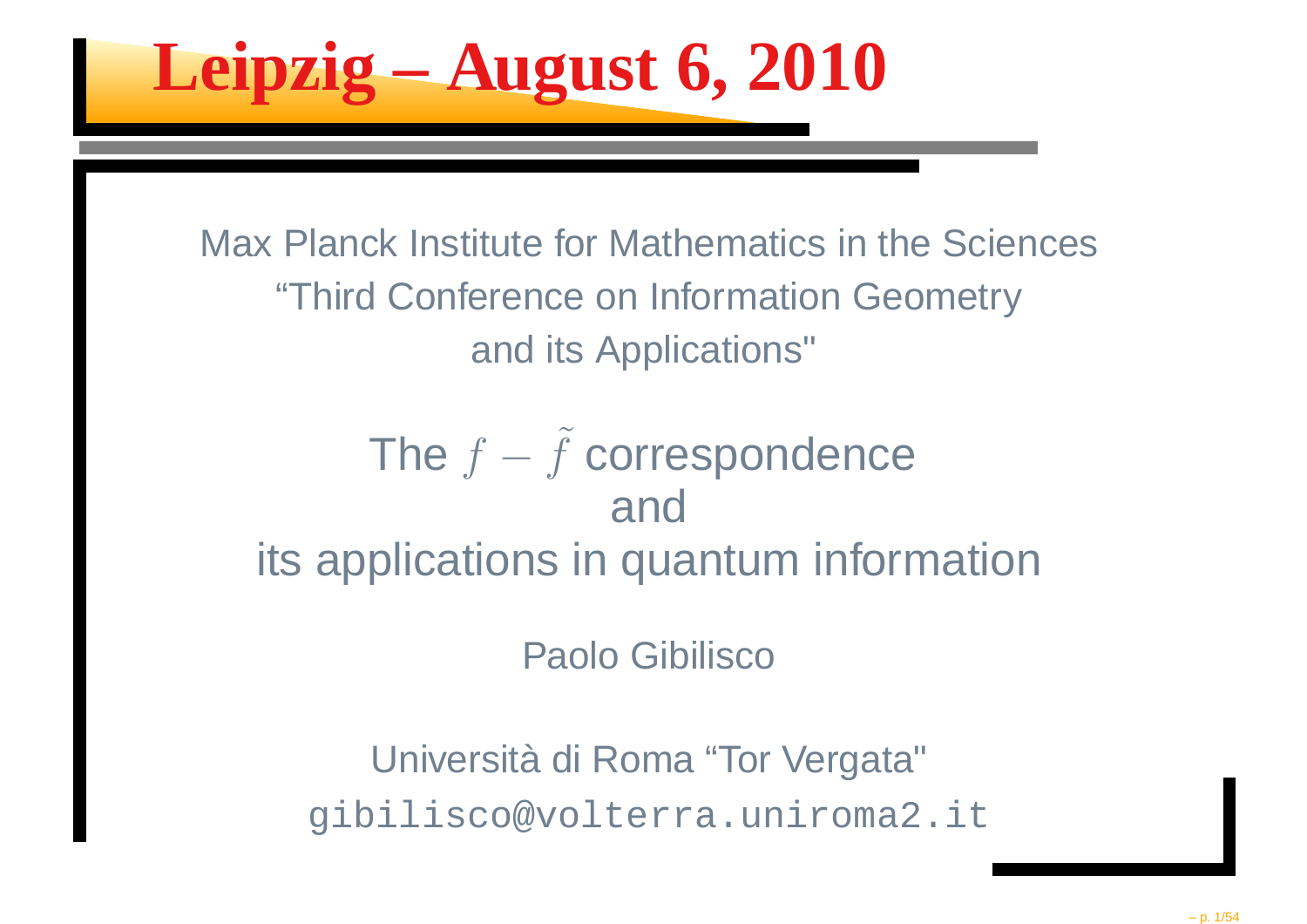# Leipzig – August 6, 2010

Max Planck Institute for Mathematics in the Sciences
“Third Conference on Information Geometry
and its Applications"

## The $f - \tilde{f}$ correspondence
## and
## its applications in quantum information

Paolo Gibilisco

Università di Roma “Tor Vergata"
gibilisco@volterra.uniroma2.it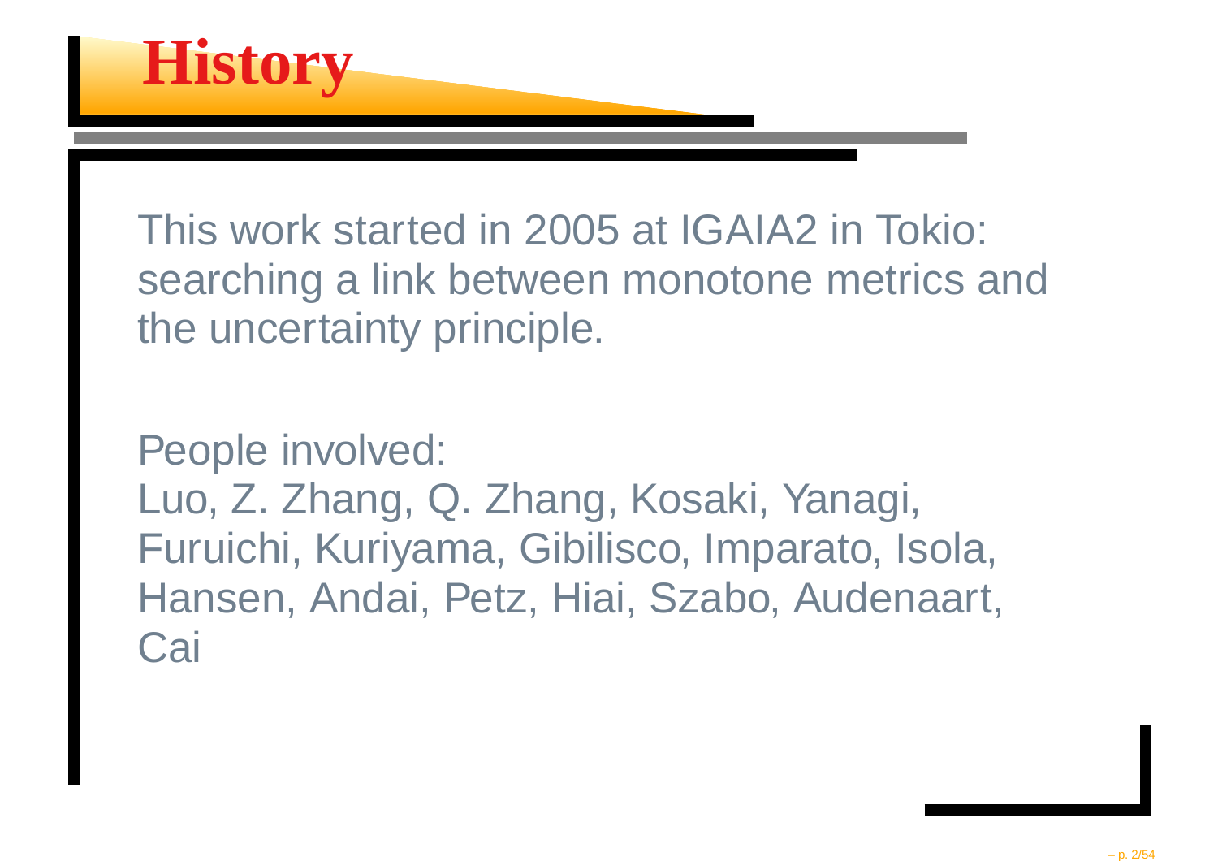# History

This work started in 2005 at IGAIA2 in Tokio: searching a link between monotone metrics and the uncertainty principle.

People involved:
Luo, Z. Zhang, Q. Zhang, Kosaki, Yanagi, Furuichi, Kuriyama, Gibilisco, Imparato, Isola, Hansen, Andai, Petz, Hiai, Szabo, Audenaart, Cai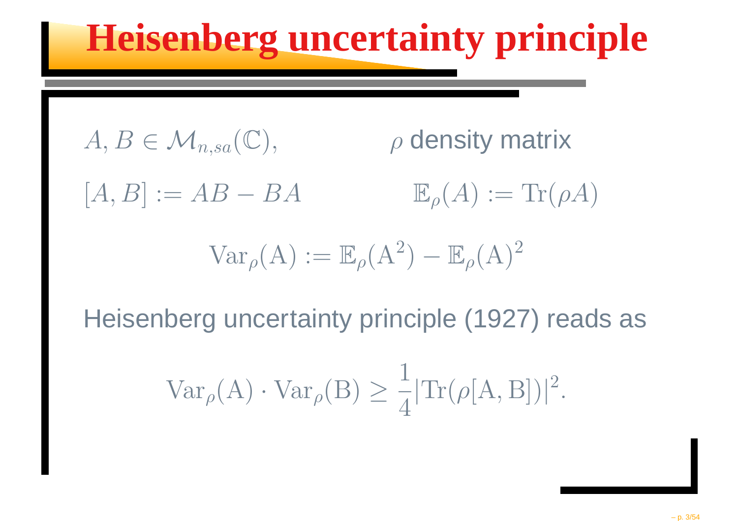# Heisenberg uncertainty principle

$A, B \in \mathcal{M}_{n,sa}(\mathbb{C}),$ $\rho$ density matrix

$[A, B] := AB - BA$ $\mathbb{E}_\rho(A) := \mathrm{Tr}(\rho A)$

$$\mathrm{Var}_\rho(\mathrm{A}) := \mathbb{E}_\rho(\mathrm{A}^2) - \mathbb{E}_\rho(\mathrm{A})^2$$

Heisenberg uncertainty principle (1927) reads as

$$\mathrm{Var}_\rho(\mathrm{A}) \cdot \mathrm{Var}_\rho(\mathrm{B}) \geq \frac{1}{4}|\mathrm{Tr}(\rho[\mathrm{A}, \mathrm{B}])|^2.$$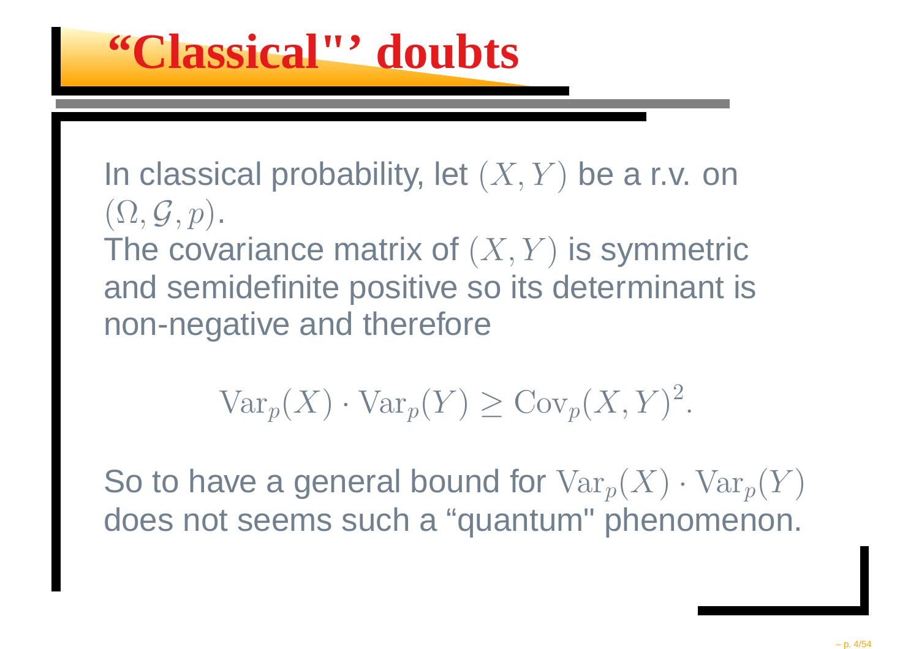# “Classical"’ doubts

In classical probability, let $(X, Y)$ be a r.v. on $(\Omega, \mathcal{G}, p)$.
The covariance matrix of $(X, Y)$ is symmetric and semidefinite positive so its determinant is non-negative and therefore

$$\mathrm{Var}_p(X) \cdot \mathrm{Var}_p(Y) \geq \mathrm{Cov}_p(X, Y)^2.$$

So to have a general bound for $\mathrm{Var}_p(X) \cdot \mathrm{Var}_p(Y)$ does not seems such a “quantum" phenomenon.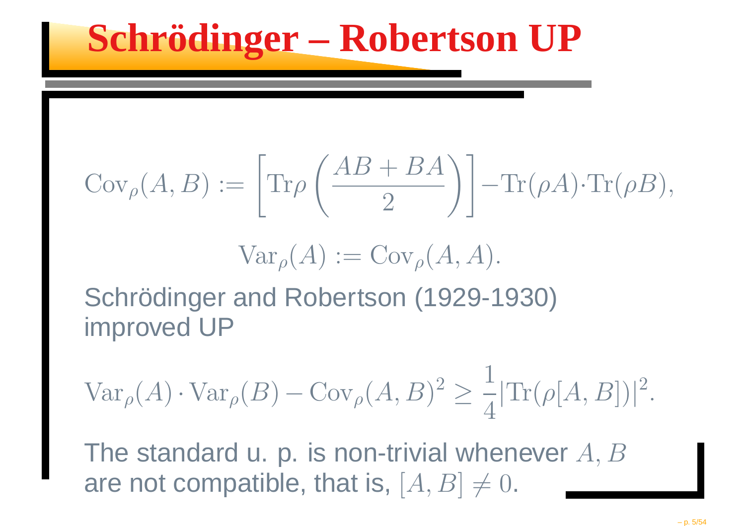# Schrödinger – Robertson UP

$$\mathrm{Cov}_\rho(A,B) := \left[\mathrm{Tr}\rho\left(\frac{AB+BA}{2}\right)\right] - \mathrm{Tr}(\rho A)\cdot\mathrm{Tr}(\rho B),$$

$$\mathrm{Var}_\rho(A) := \mathrm{Cov}_\rho(A,A).$$

Schrödinger and Robertson (1929-1930) improved UP

$$\mathrm{Var}_\rho(A)\cdot\mathrm{Var}_\rho(B) - \mathrm{Cov}_\rho(A,B)^2 \geq \frac{1}{4}|\mathrm{Tr}(\rho[A,B])|^2.$$

The standard u. p. is non-trivial whenever $A, B$ are not compatible, that is, $[A,B] \neq 0$.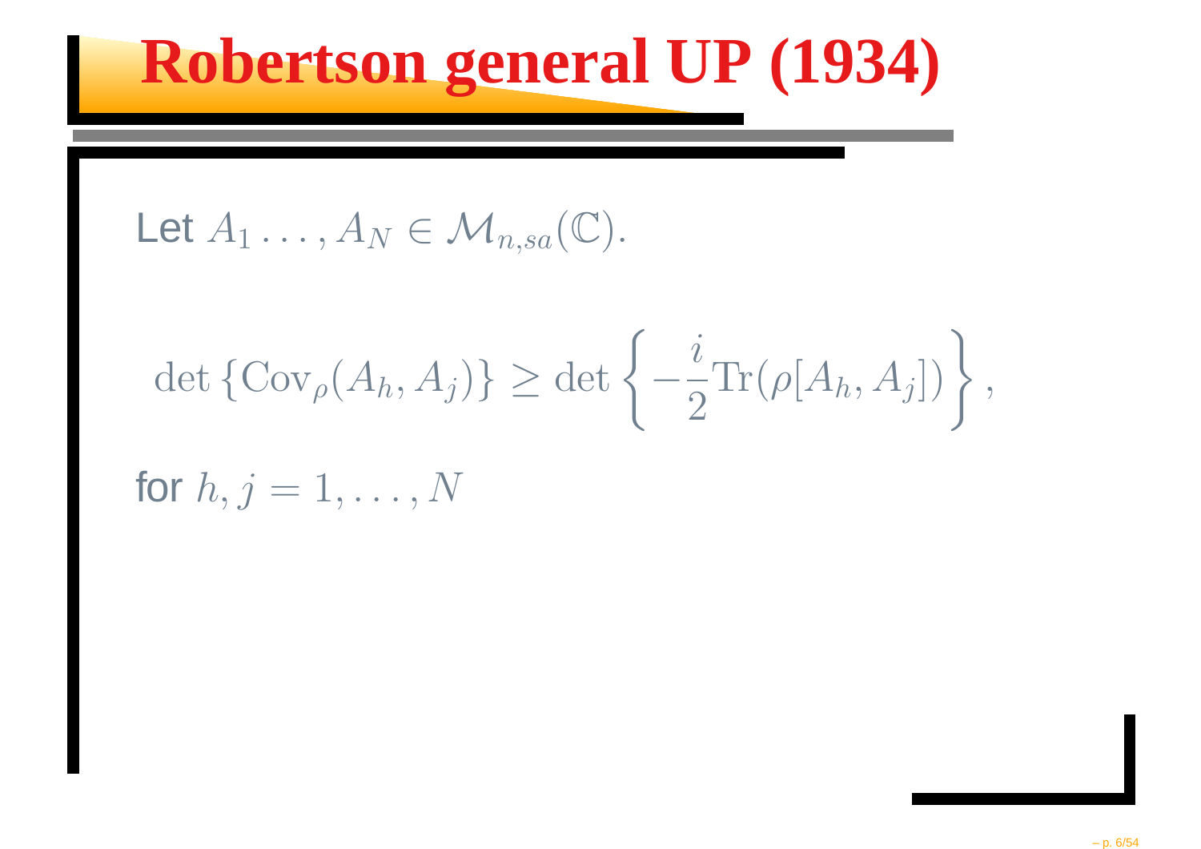# Robertson general UP (1934)

Let $A_1 \ldots, A_N \in \mathcal{M}_{n,sa}(\mathbb{C})$.

$$\det\left\{\mathrm{Cov}_\rho(A_h, A_j)\right\} \geq \det\left\{-\frac{i}{2}\mathrm{Tr}(\rho[A_h, A_j])\right\},$$

for $h, j = 1, \ldots, N$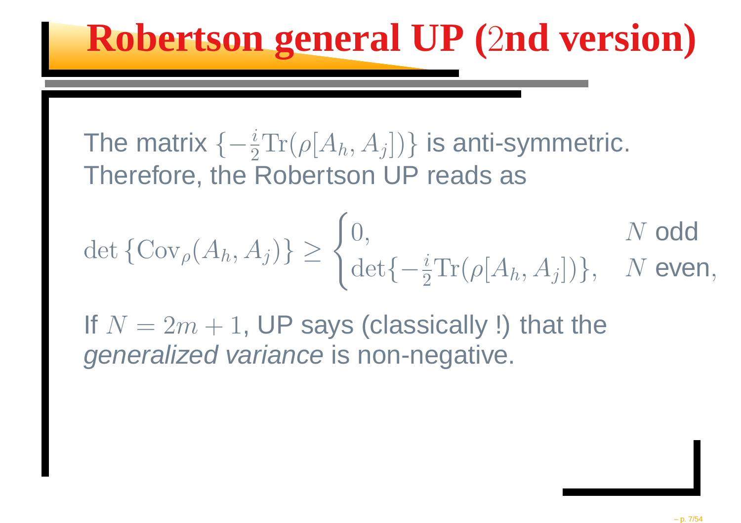# Robertson general UP (2nd version)

The matrix $\{-\frac{i}{2}\mathrm{Tr}(\rho[A_h, A_j])\}$ is anti-symmetric. Therefore, the Robertson UP reads as

$$\det\{\mathrm{Cov}_\rho(A_h, A_j)\} \geq \begin{cases} 0, & N \text{ odd} \\ \det\{-\frac{i}{2}\mathrm{Tr}(\rho[A_h, A_j])\}, & N \text{ even,} \end{cases}$$

If $N = 2m + 1$, UP says (classically !) that the *generalized variance* is non-negative.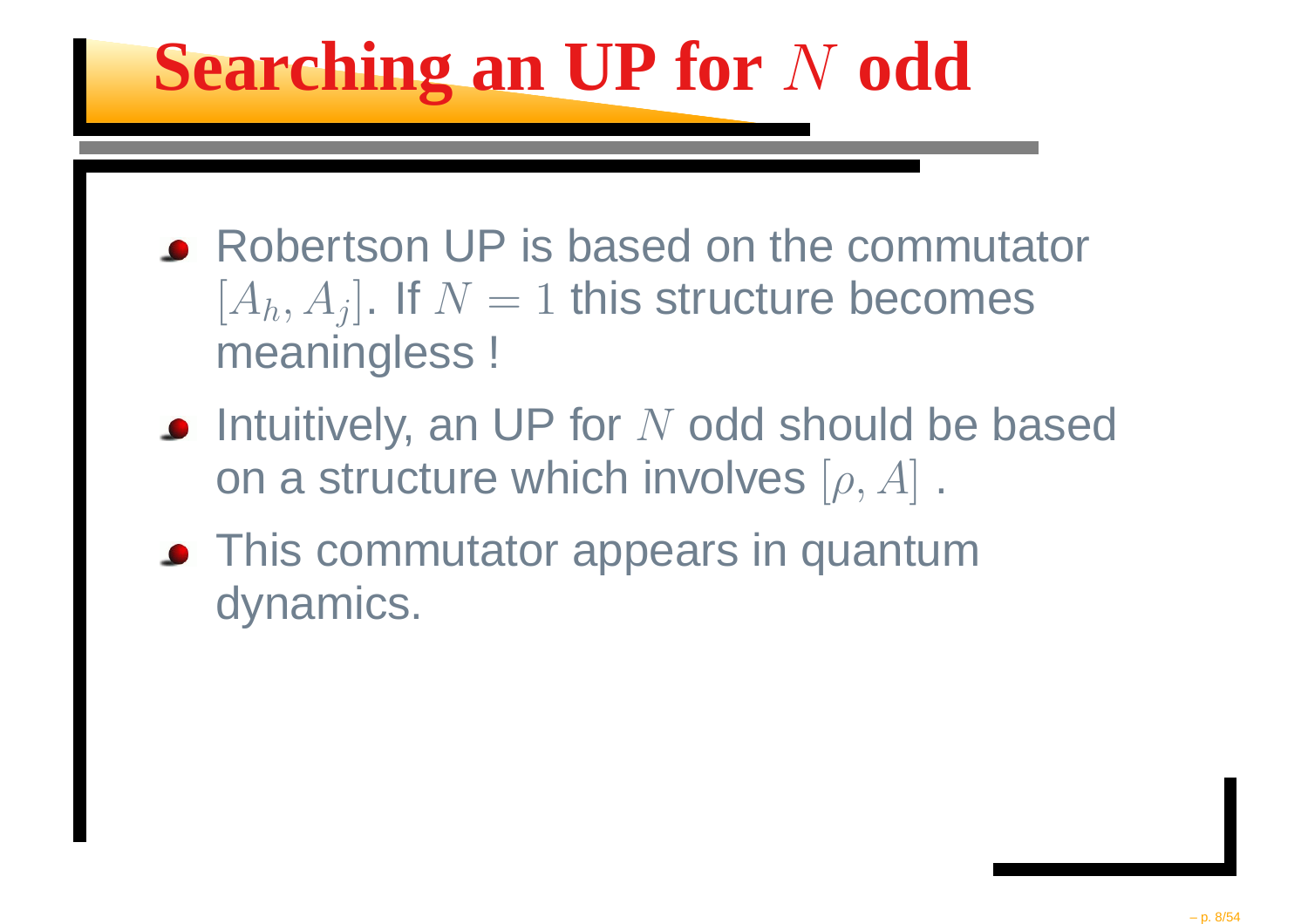# Searching an UP for $N$ odd

- Robertson UP is based on the commutator $[A_h, A_j]$. If $N = 1$ this structure becomes meaningless !
- Intuitively, an UP for $N$ odd should be based on a structure which involves $[\rho, A]$ .
- This commutator appears in quantum dynamics.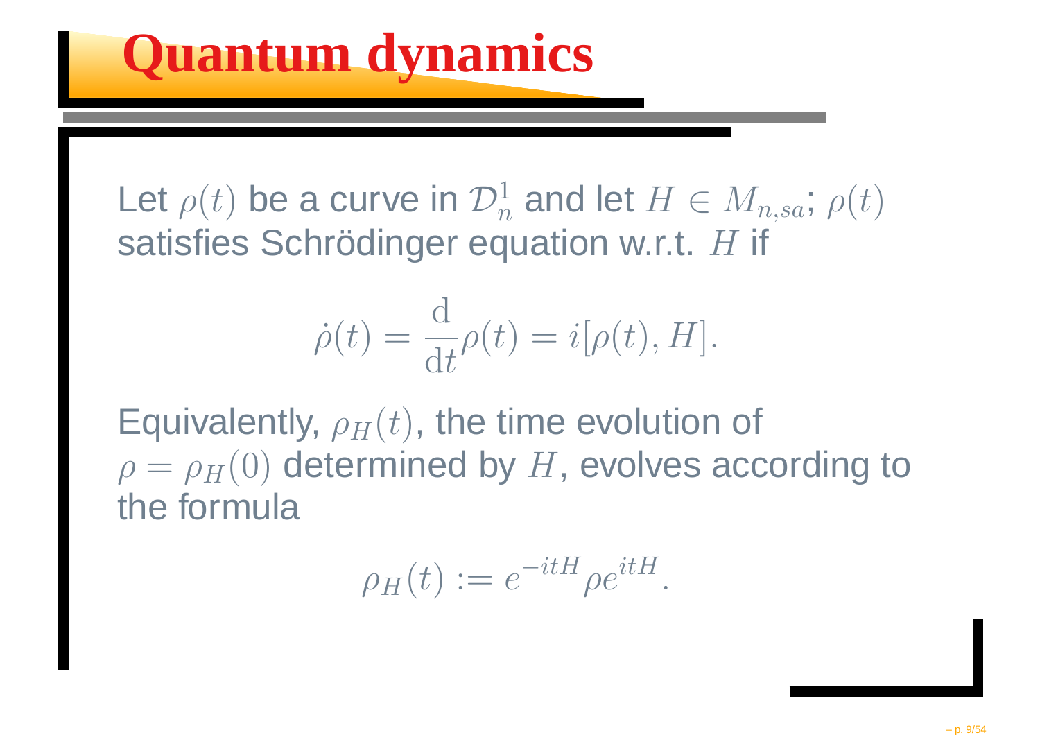# Quantum dynamics

Let $\rho(t)$ be a curve in $\mathcal{D}_n^1$ and let $H \in M_{n,sa}$; $\rho(t)$ satisfies Schrödinger equation w.r.t. $H$ if

$$\dot{\rho}(t) = \frac{\mathrm{d}}{\mathrm{d}t}\rho(t) = i[\rho(t), H].$$

Equivalently, $\rho_H(t)$, the time evolution of $\rho = \rho_H(0)$ determined by $H$, evolves according to the formula

$$\rho_H(t) := e^{-itH}\rho e^{itH}.$$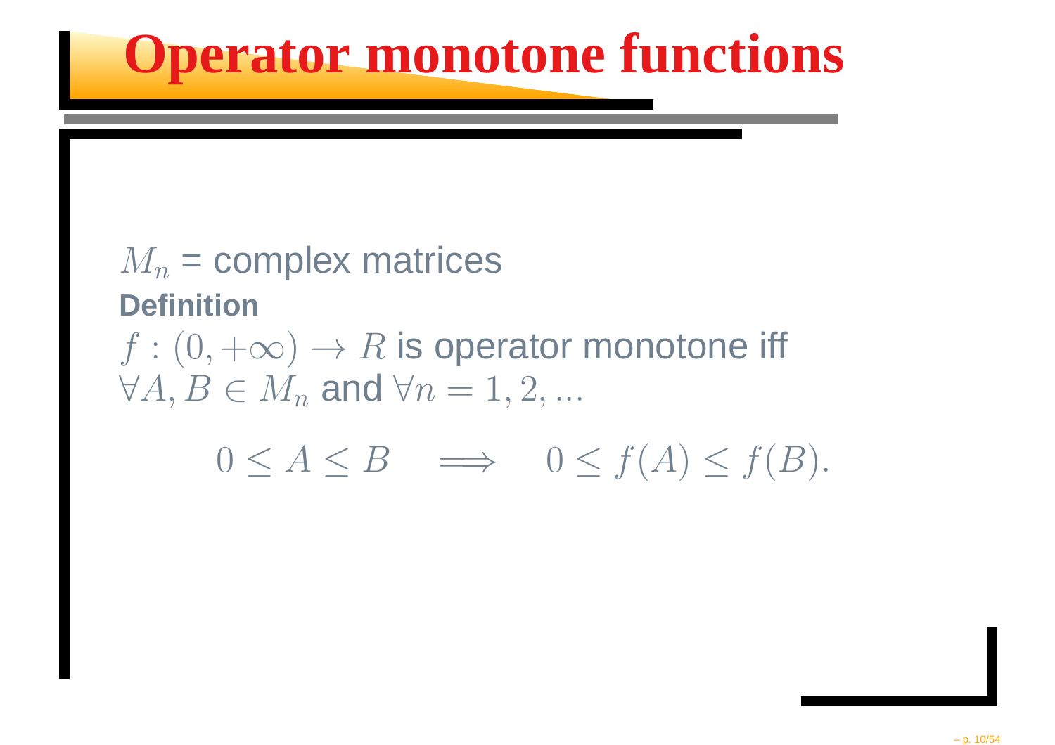# Operator monotone functions

$M_n$ = complex matrices

**Definition**

$f : (0, +\infty) \to R$ is operator monotone iff $\forall A, B \in M_n$ and $\forall n = 1, 2, \dots$

$$0 \leq A \leq B \quad \Longrightarrow \quad 0 \leq f(A) \leq f(B).$$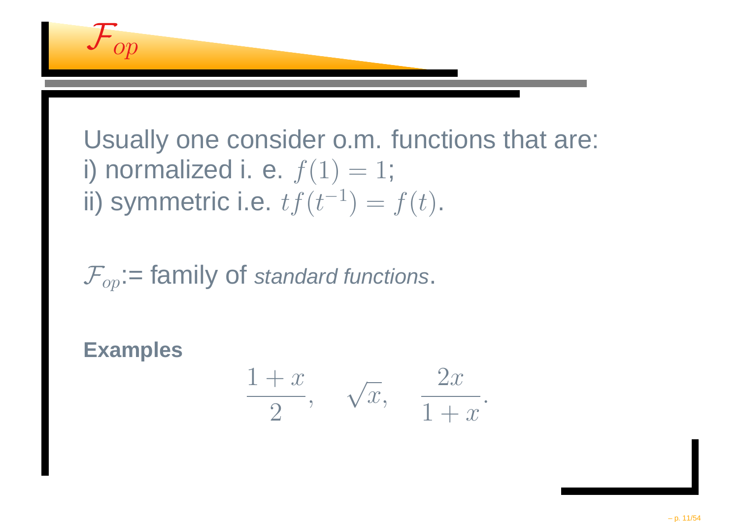# $\mathcal{F}_{op}$

Usually one consider o.m. functions that are:
i) normalized i. e. $f(1) = 1$;
ii) symmetric i.e. $tf(t^{-1}) = f(t)$.

$\mathcal{F}_{op}$:= family of *standard functions*.

**Examples**

$$\frac{1+x}{2}, \quad \sqrt{x}, \quad \frac{2x}{1+x}.$$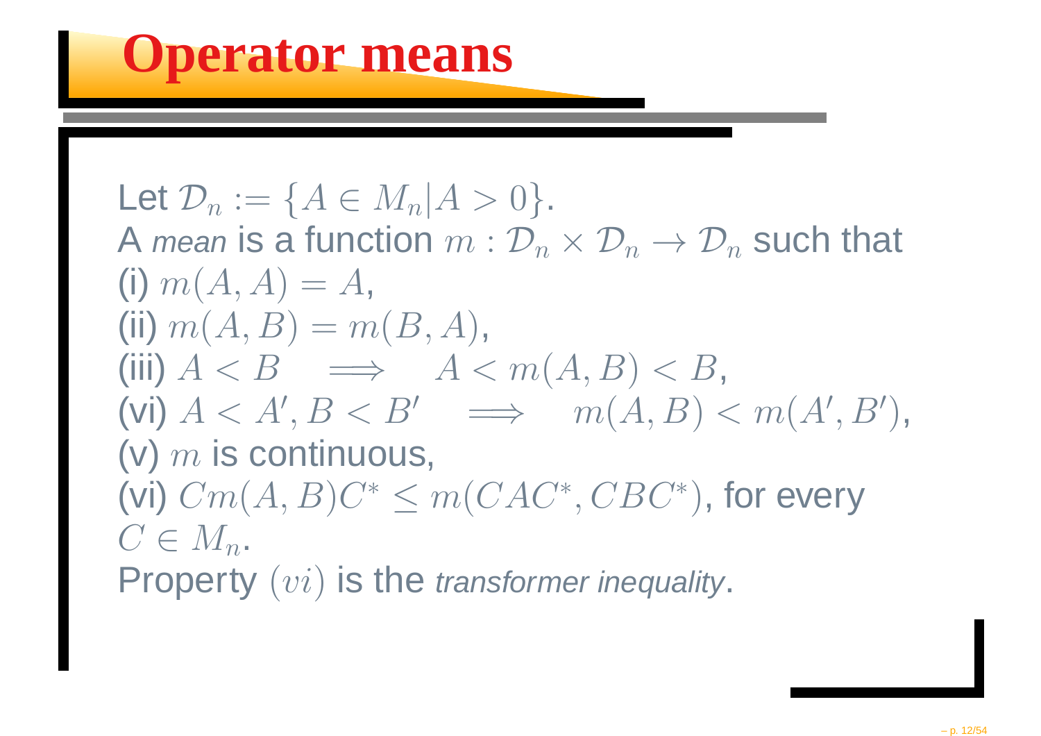# Operator means

Let $\mathcal{D}_n := \{A \in M_n | A > 0\}$.
A *mean* is a function $m : \mathcal{D}_n \times \mathcal{D}_n \to \mathcal{D}_n$ such that
(i) $m(A, A) = A$,
(ii) $m(A, B) = m(B, A)$,
(iii) $A < B \implies A < m(A, B) < B$,
(vi) $A < A', B < B' \implies m(A, B) < m(A', B')$,
(v) $m$ is continuous,
(vi) $Cm(A, B)C^* \leq m(CAC^*, CBC^*)$, for every $C \in M_n$.
Property $(vi)$ is the *transformer inequality*.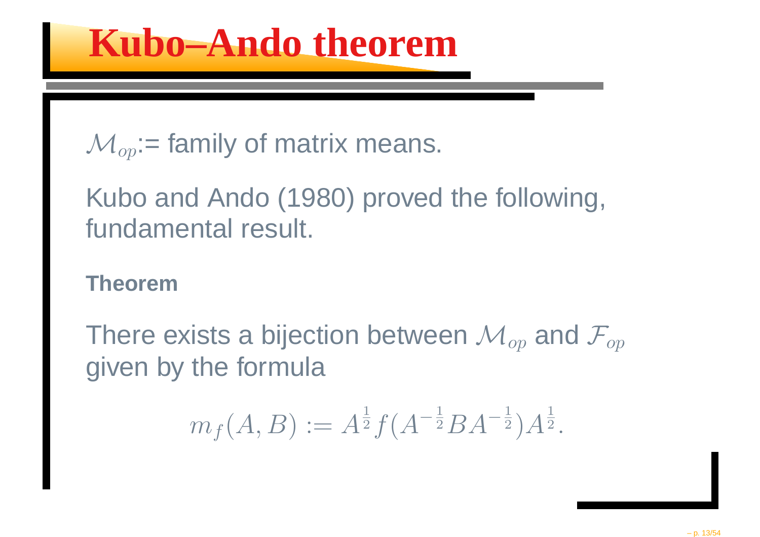# Kubo–Ando theorem

$\mathcal{M}_{op}$:= family of matrix means.

Kubo and Ando (1980) proved the following, fundamental result.

**Theorem**

There exists a bijection between $\mathcal{M}_{op}$ and $\mathcal{F}_{op}$ given by the formula

$$m_f(A, B) := A^{\frac{1}{2}} f(A^{-\frac{1}{2}} B A^{-\frac{1}{2}}) A^{\frac{1}{2}}.$$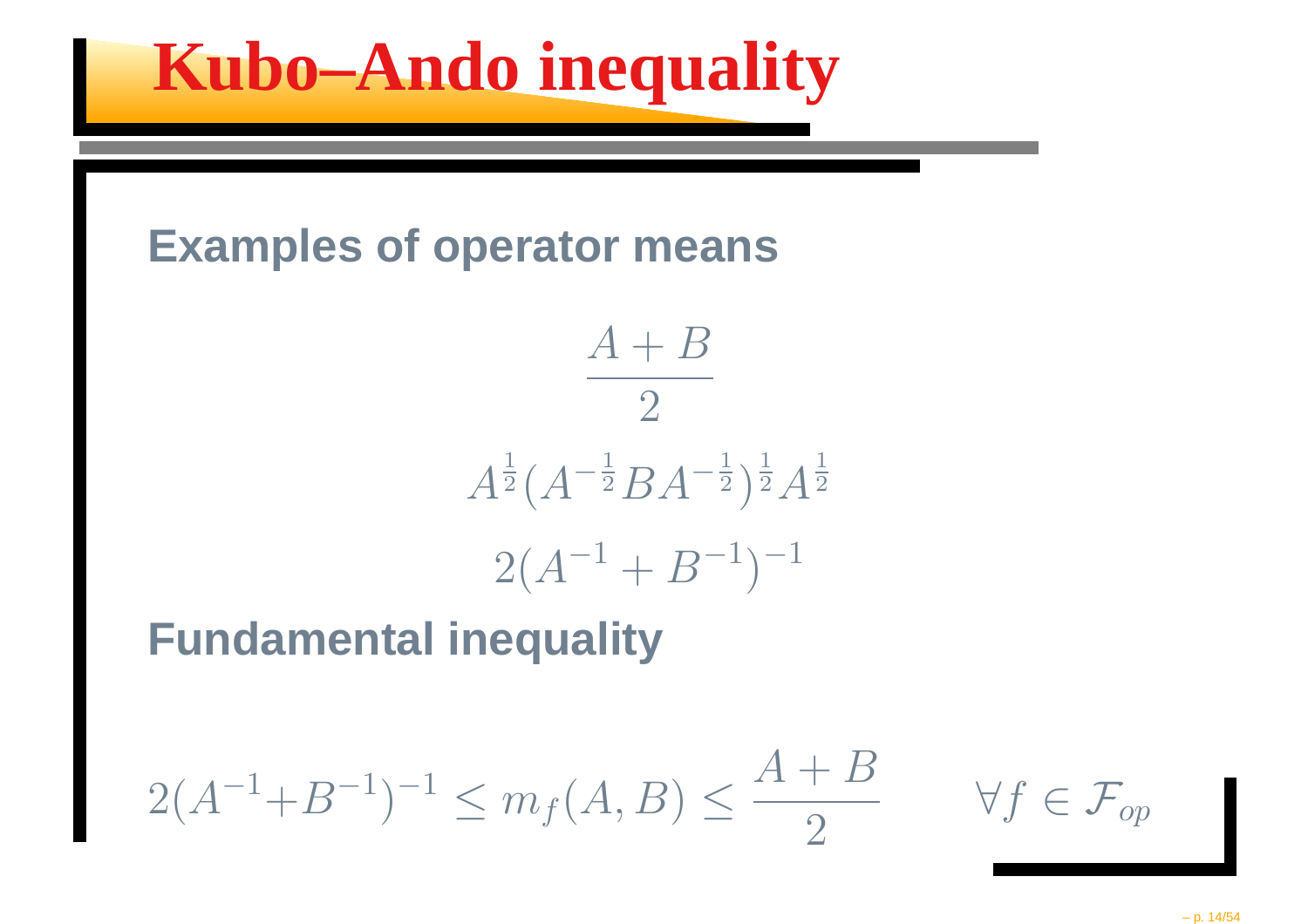# Kubo–Ando inequality

## Examples of operator means

$$\frac{A+B}{2}$$

$$A^{\frac{1}{2}}(A^{-\frac{1}{2}}BA^{-\frac{1}{2}})^{\frac{1}{2}}A^{\frac{1}{2}}$$

$$2(A^{-1}+B^{-1})^{-1}$$

## Fundamental inequality

$$2(A^{-1}+B^{-1})^{-1} \leq m_f(A,B) \leq \frac{A+B}{2} \qquad \forall f \in \mathcal{F}_{op}$$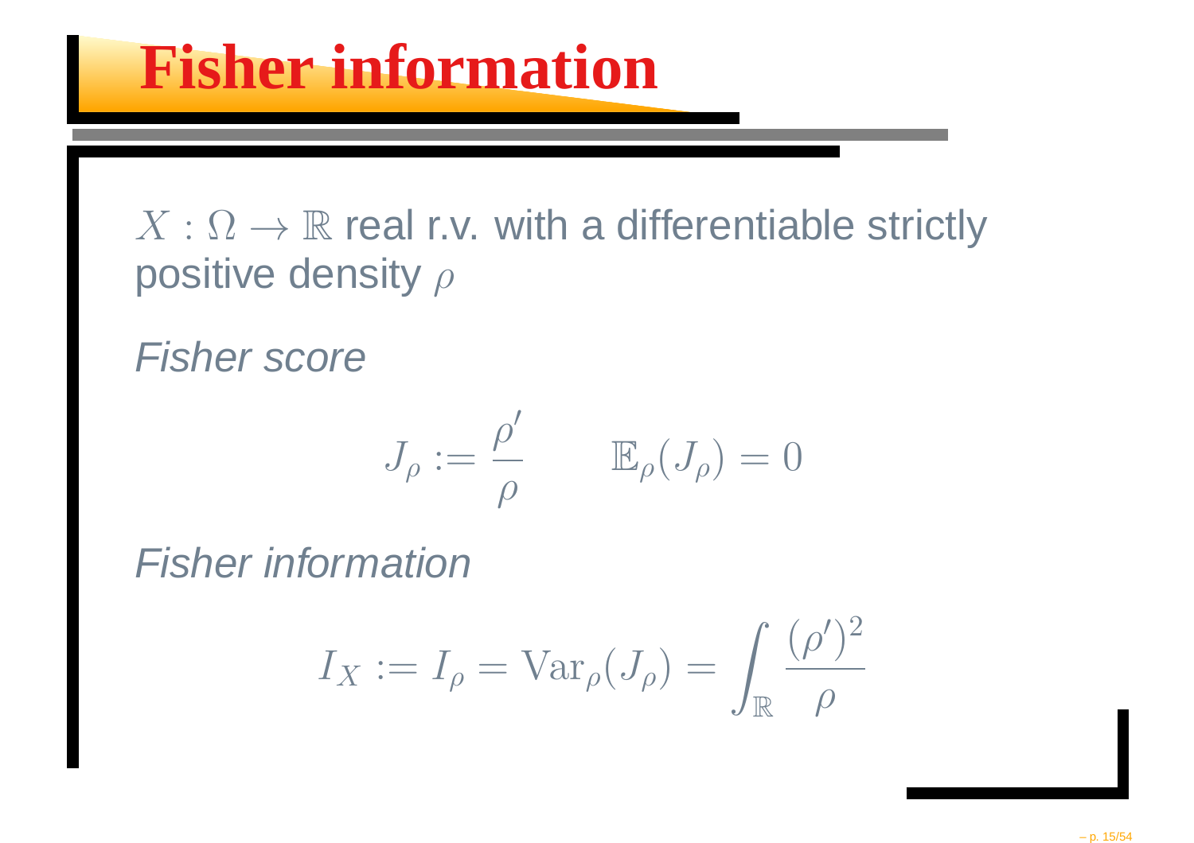# Fisher information

$X : \Omega \to \mathbb{R}$ real r.v. with a differentiable strictly positive density $\rho$

*Fisher score*

$$J_\rho := \frac{\rho'}{\rho} \qquad \mathbb{E}_\rho(J_\rho) = 0$$

*Fisher information*

$$I_X := I_\rho = \mathrm{Var}_\rho(J_\rho) = \int_{\mathbb{R}} \frac{(\rho')^2}{\rho}$$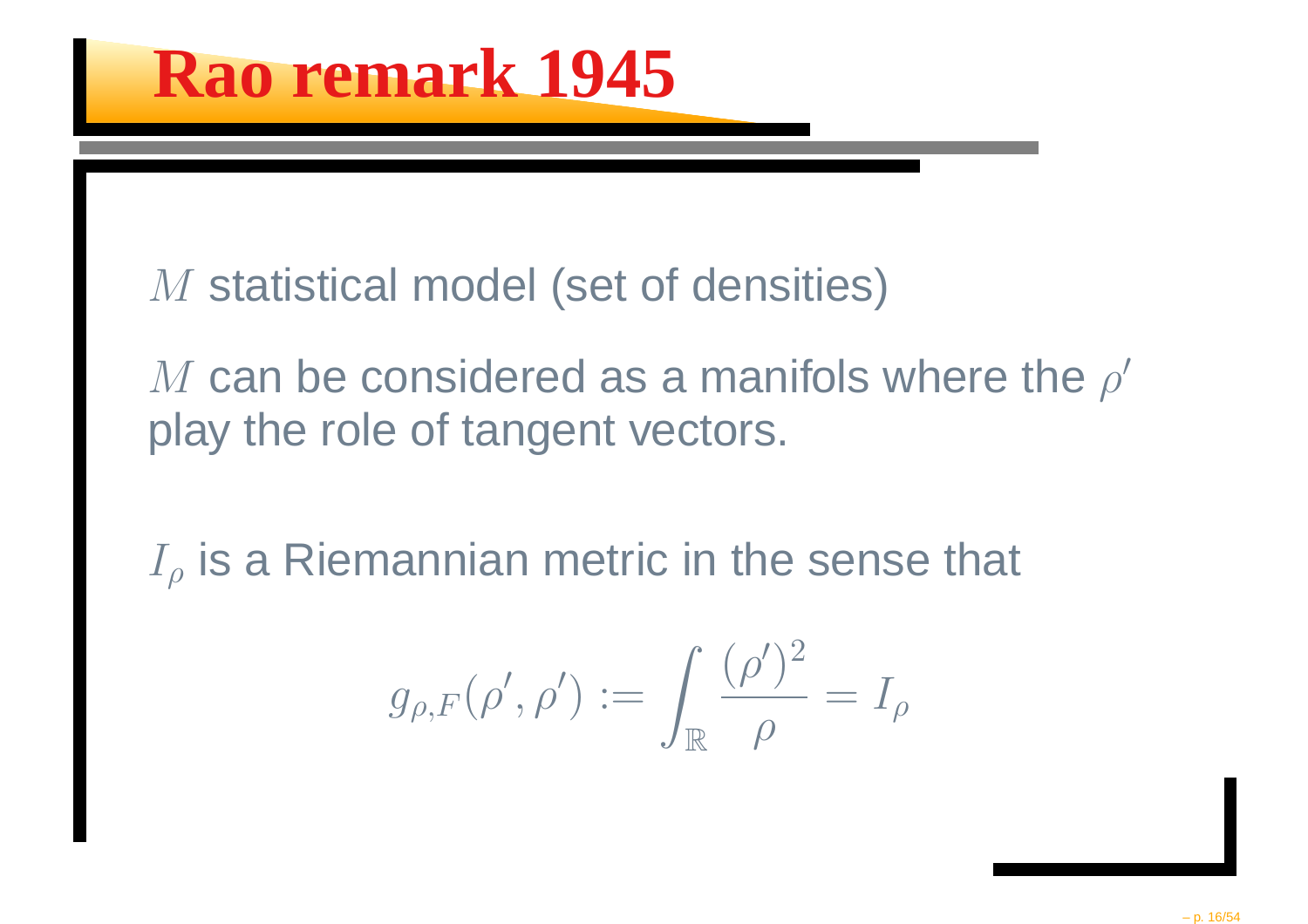# Rao remark 1945

$M$ statistical model (set of densities)

$M$ can be considered as a manifols where the $\rho'$ play the role of tangent vectors.

$I_\rho$ is a Riemannian metric in the sense that

$$g_{\rho,F}(\rho', \rho') := \int_{\mathbb{R}} \frac{(\rho')^2}{\rho} = I_\rho$$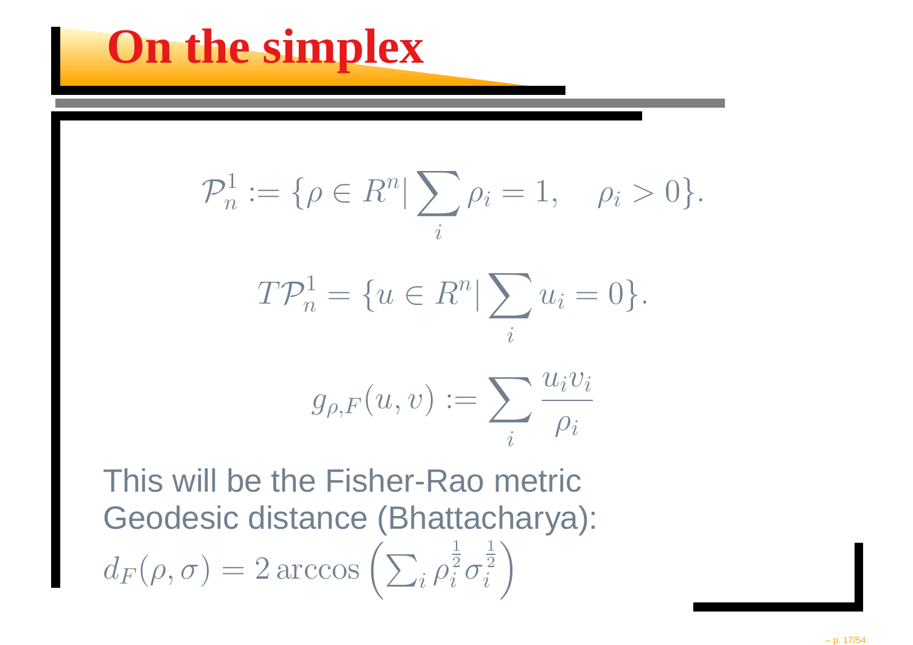# On the simplex

$$\mathcal{P}_n^1 := \{\rho \in R^n | \sum_i \rho_i = 1, \quad \rho_i > 0\}.$$

$$T\mathcal{P}_n^1 = \{u \in R^n | \sum_i u_i = 0\}.$$

$$g_{\rho,F}(u,v) := \sum_i \frac{u_i v_i}{\rho_i}$$

This will be the Fisher-Rao metric

Geodesic distance (Bhattacharya):

$d_F(\rho,\sigma) = 2\arccos\left(\sum_i \rho_i^{\frac{1}{2}} \sigma_i^{\frac{1}{2}}\right)$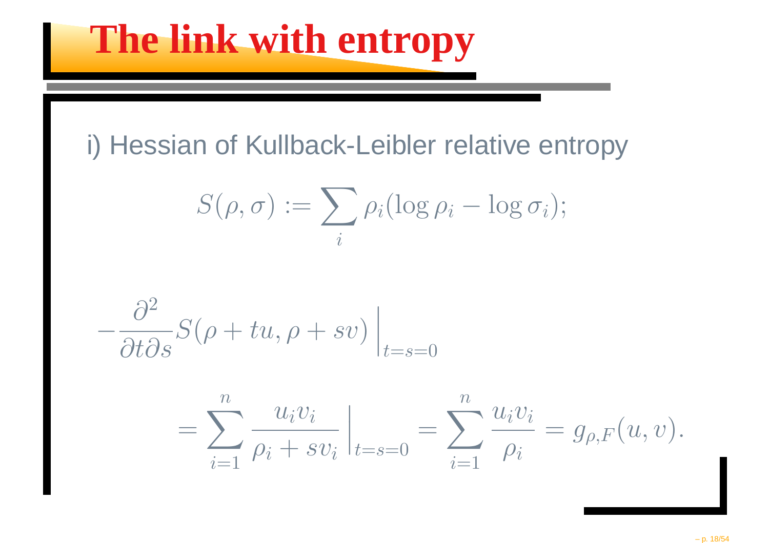# The link with entropy

i) Hessian of Kullback-Leibler relative entropy

$$S(\rho, \sigma) := \sum_i \rho_i (\log \rho_i - \log \sigma_i);$$

$$-\frac{\partial^2}{\partial t \partial s} S(\rho + tu, \rho + sv) \Big|_{t=s=0}$$

$$= \sum_{i=1}^{n} \frac{u_i v_i}{\rho_i + s v_i} \Big|_{t=s=0} = \sum_{i=1}^{n} \frac{u_i v_i}{\rho_i} = g_{\rho,F}(u, v).$$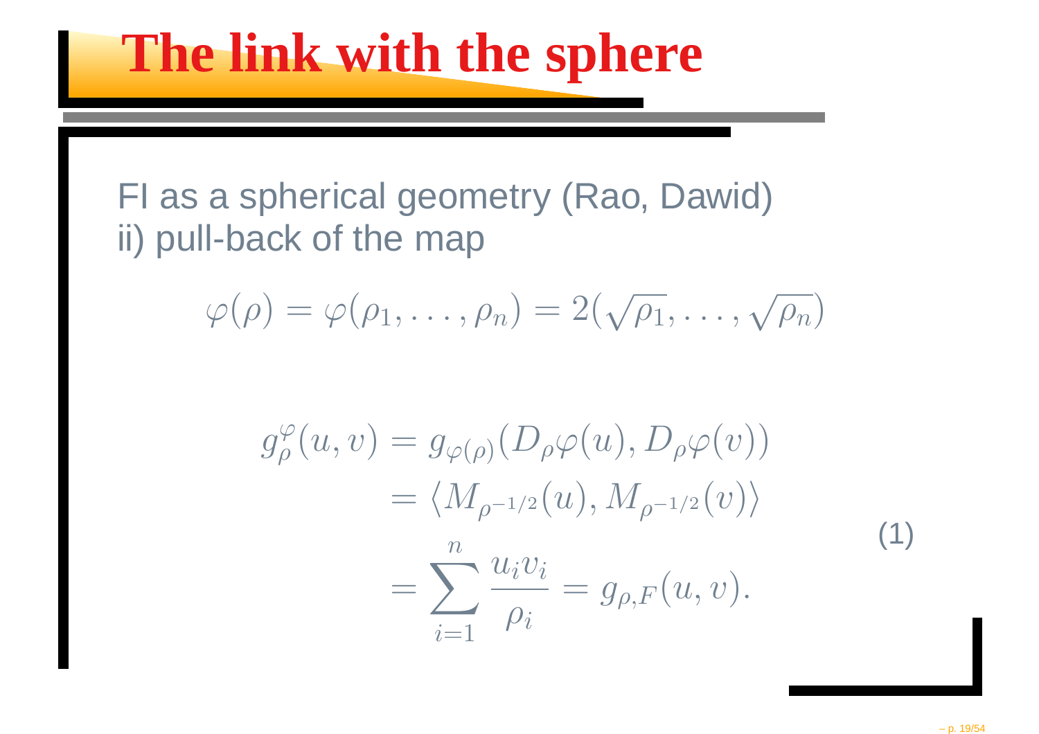# The link with the sphere

FI as a spherical geometry (Rao, Dawid)
ii) pull-back of the map

$$\varphi(\rho) = \varphi(\rho_1, \ldots, \rho_n) = 2(\sqrt{\rho_1}, \ldots, \sqrt{\rho_n})$$

$$\begin{aligned} g^{\varphi}_{\rho}(u,v) &= g_{\varphi(\rho)}(D_\rho\varphi(u), D_\rho\varphi(v)) \\ &= \langle M_{\rho^{-1/2}}(u), M_{\rho^{-1/2}}(v)\rangle \\ &= \sum_{i=1}^{n} \frac{u_i v_i}{\rho_i} = g_{\rho,F}(u,v). \end{aligned} \tag{1}$$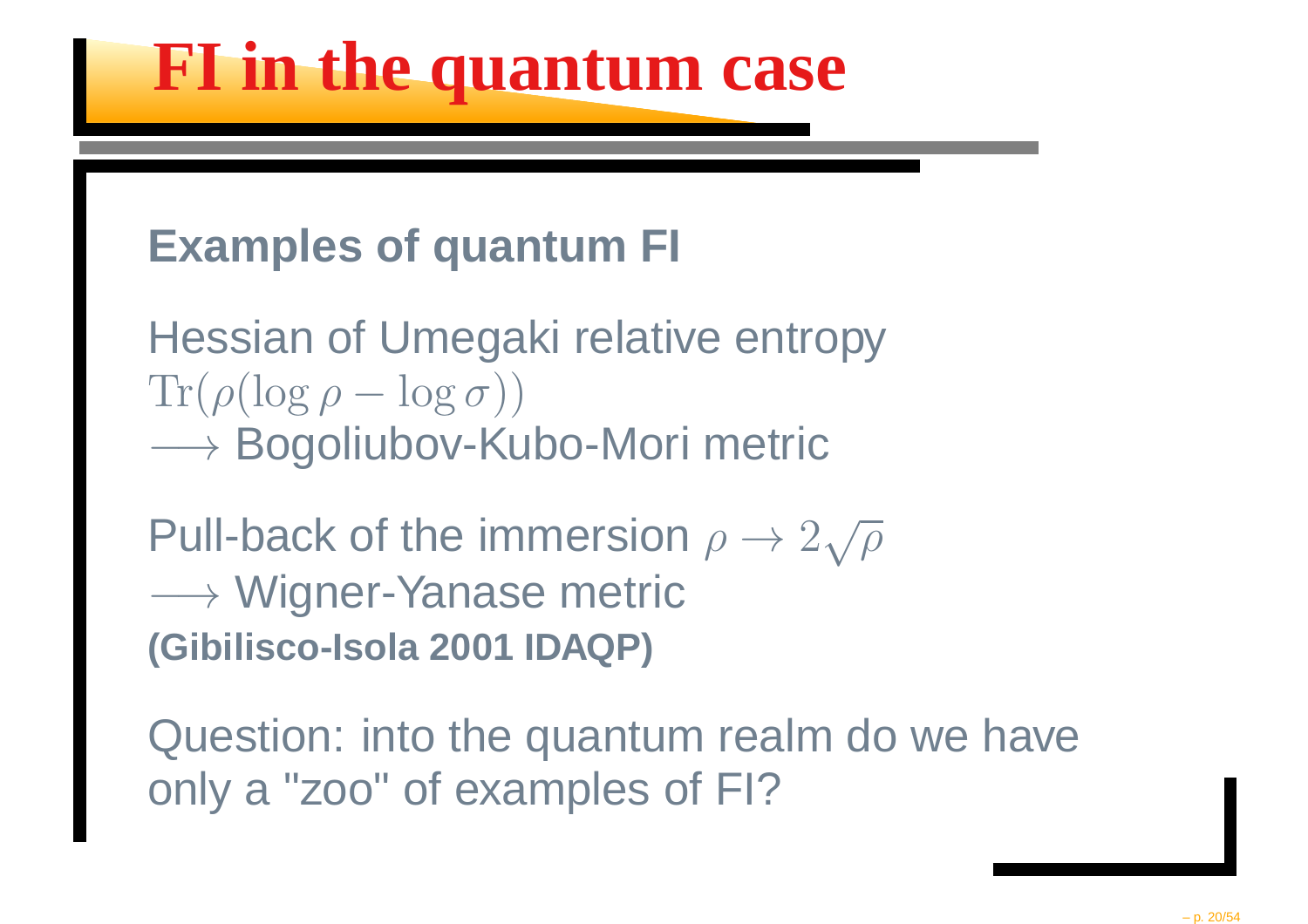# FI in the quantum case

## Examples of quantum FI

Hessian of Umegaki relative entropy
$\mathrm{Tr}(\rho(\log \rho - \log \sigma))$
$\longrightarrow$ Bogoliubov-Kubo-Mori metric

Pull-back of the immersion $\rho \to 2\sqrt{\rho}$
$\longrightarrow$ Wigner-Yanase metric
**(Gibilisco-Isola 2001 IDAQP)**

Question: into the quantum realm do we have only a "zoo" of examples of FI?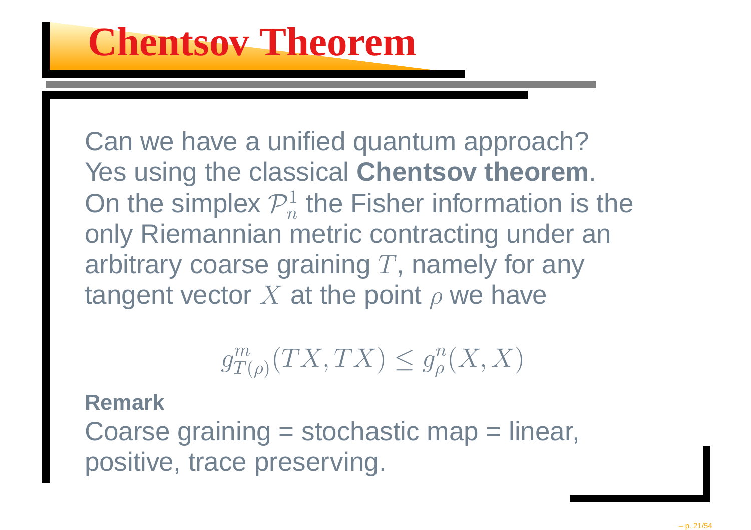# Chentsov Theorem

Can we have a unified quantum approach?
Yes using the classical **Chentsov theorem**.
On the simplex $\mathcal{P}_n^1$ the Fisher information is the only Riemannian metric contracting under an arbitrary coarse graining $T$, namely for any tangent vector $X$ at the point $\rho$ we have

$$g^m_{T(\rho)}(TX, TX) \leq g^n_\rho(X, X)$$

**Remark**

Coarse graining = stochastic map = linear, positive, trace preserving.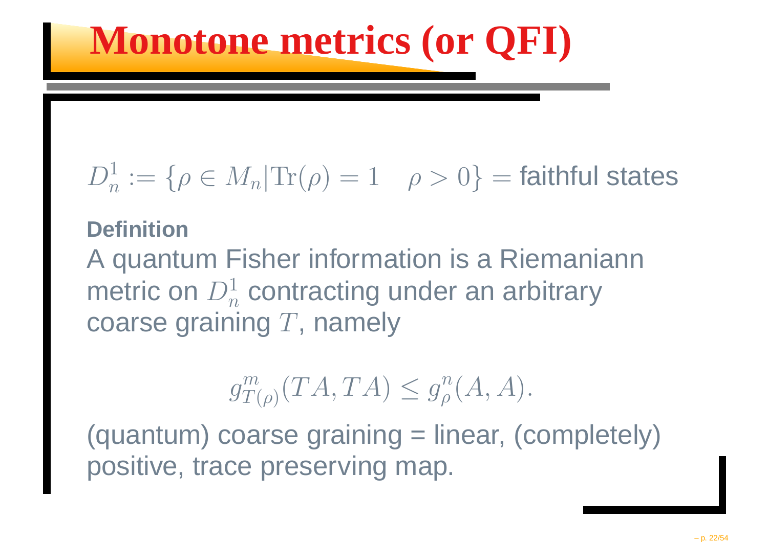# Monotone metrics (or QFI)

$D_n^1 := \{\rho \in M_n | \mathrm{Tr}(\rho) = 1 \quad \rho > 0\}$ = faithful states

**Definition**

A quantum Fisher information is a Riemaniann metric on $D_n^1$ contracting under an arbitrary coarse graining $T$, namely

$$g^m_{T(\rho)}(TA, TA) \leq g^n_\rho(A, A).$$

(quantum) coarse graining = linear, (completely) positive, trace preserving map.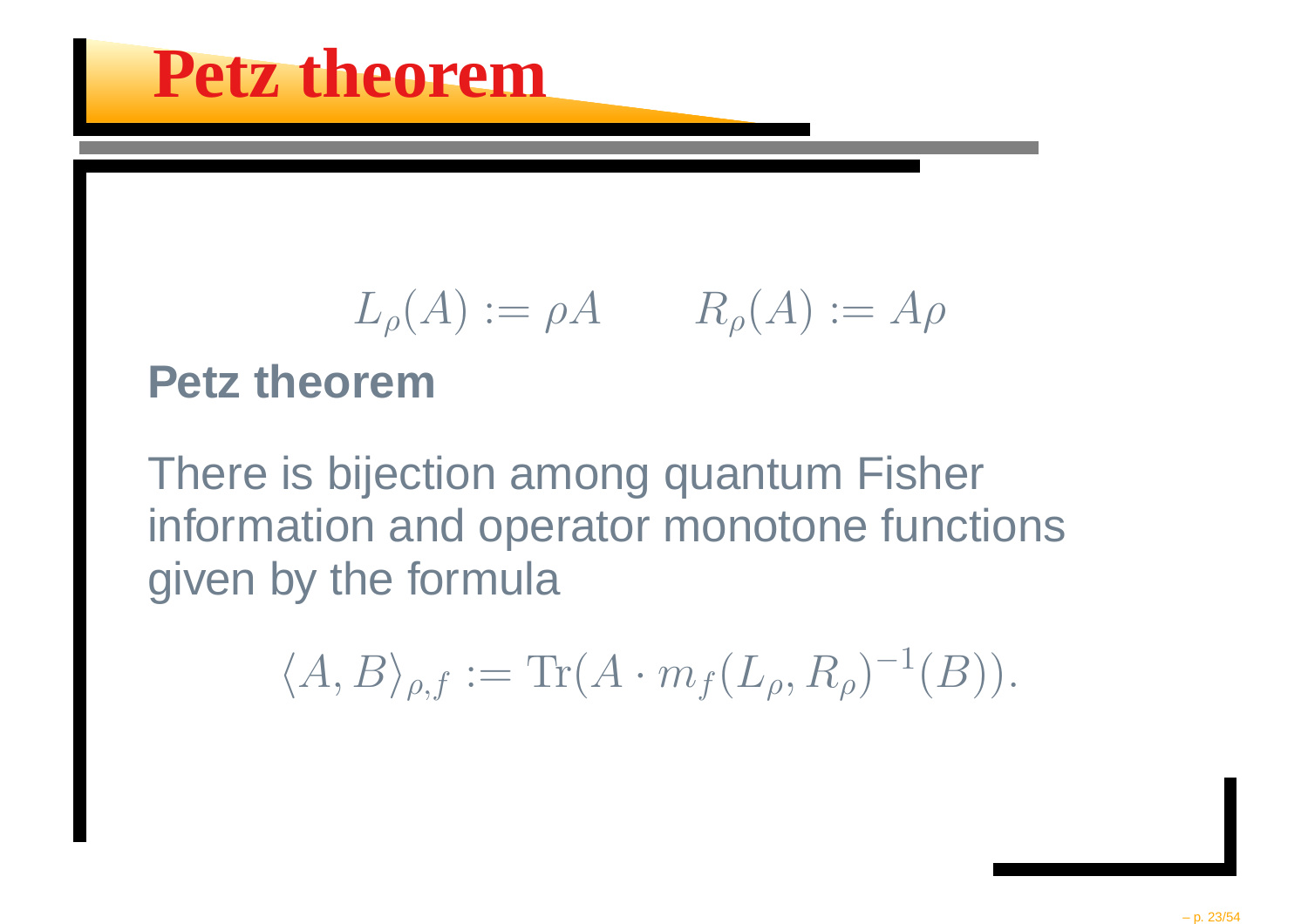# Petz theorem

$$L_\rho(A) := \rho A \qquad R_\rho(A) := A\rho$$

**Petz theorem**

There is bijection among quantum Fisher information and operator monotone functions given by the formula

$$\langle A, B \rangle_{\rho,f} := \mathrm{Tr}(A \cdot m_f(L_\rho, R_\rho)^{-1}(B)).$$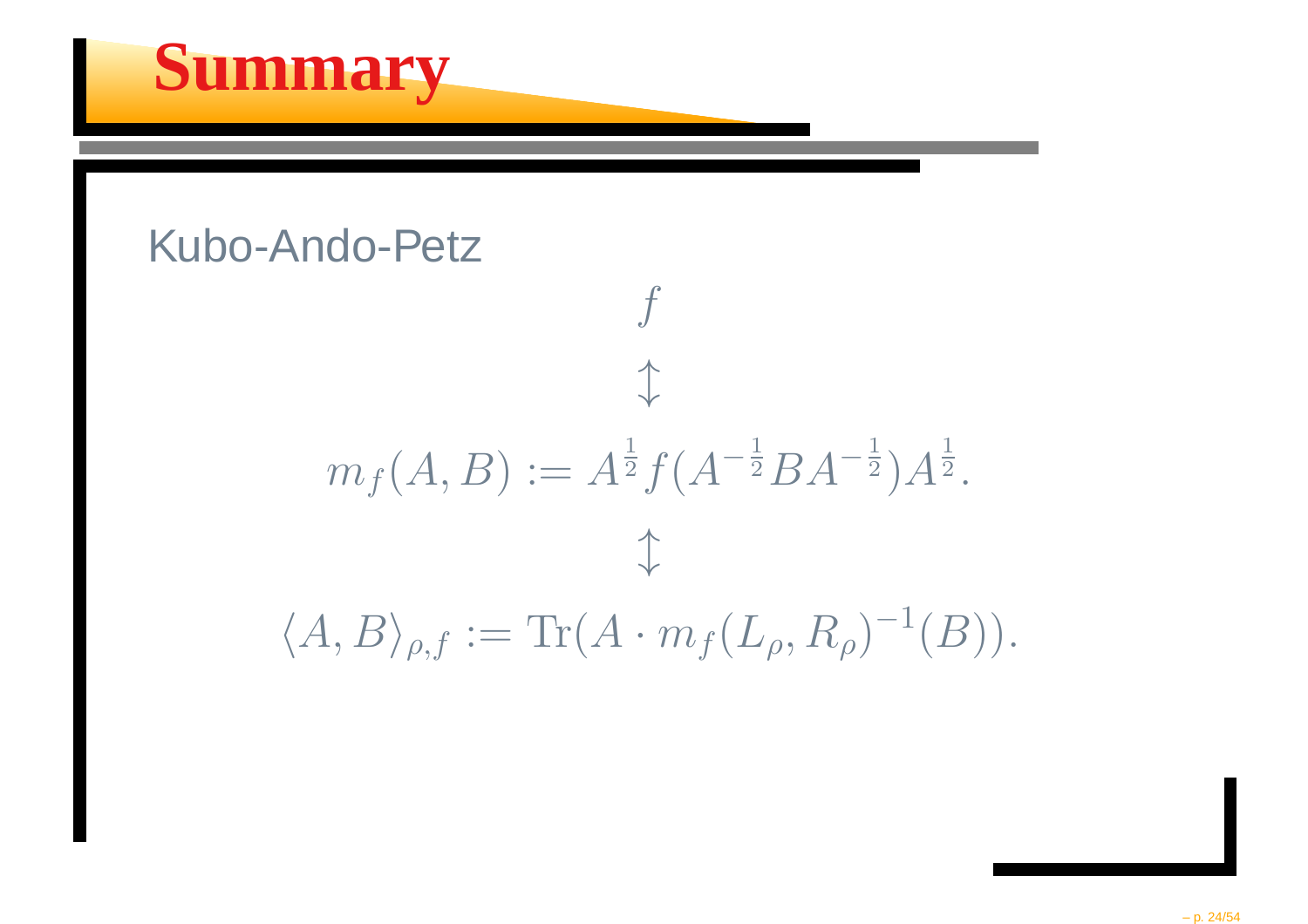# Summary

Kubo-Ando-Petz

$$f$$

$$\updownarrow$$

$$m_f(A,B) := A^{\frac{1}{2}} f(A^{-\frac{1}{2}} B A^{-\frac{1}{2}}) A^{\frac{1}{2}}.$$

$$\updownarrow$$

$$\langle A, B \rangle_{\rho,f} := \mathrm{Tr}(A \cdot m_f(L_\rho, R_\rho)^{-1}(B)).$$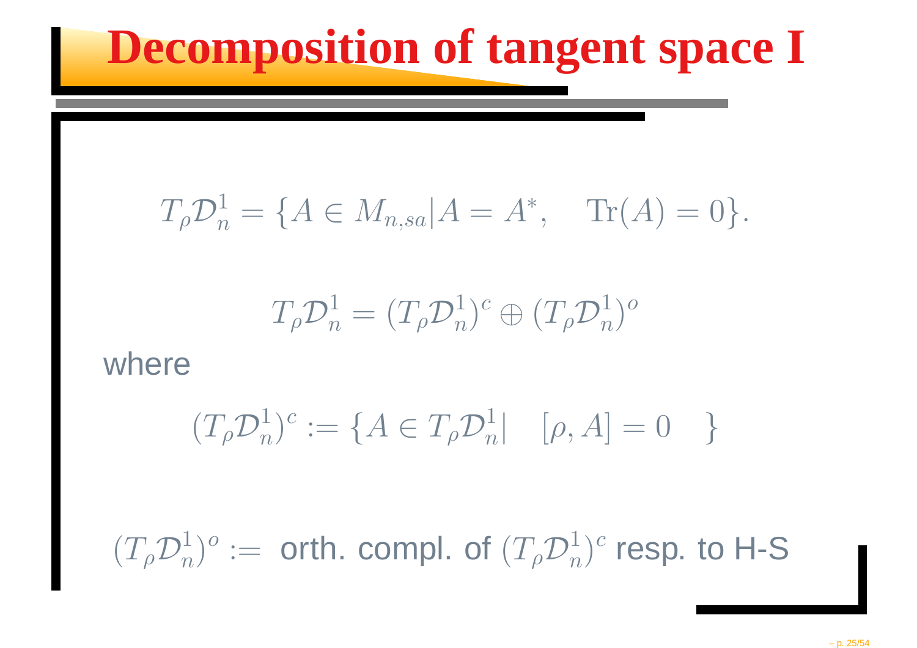# Decomposition of tangent space I

$$T_\rho \mathcal{D}_n^1 = \{A \in M_{n,sa} | A = A^*, \quad \mathrm{Tr}(A) = 0\}.$$

$$T_\rho \mathcal{D}_n^1 = (T_\rho \mathcal{D}_n^1)^c \oplus (T_\rho \mathcal{D}_n^1)^o$$

where

$$(T_\rho \mathcal{D}_n^1)^c := \{A \in T_\rho \mathcal{D}_n^1 | \quad [\rho, A] = 0 \quad \}$$

$(T_\rho \mathcal{D}_n^1)^o :=$ orth. compl. of $(T_\rho \mathcal{D}_n^1)^c$ resp. to H-S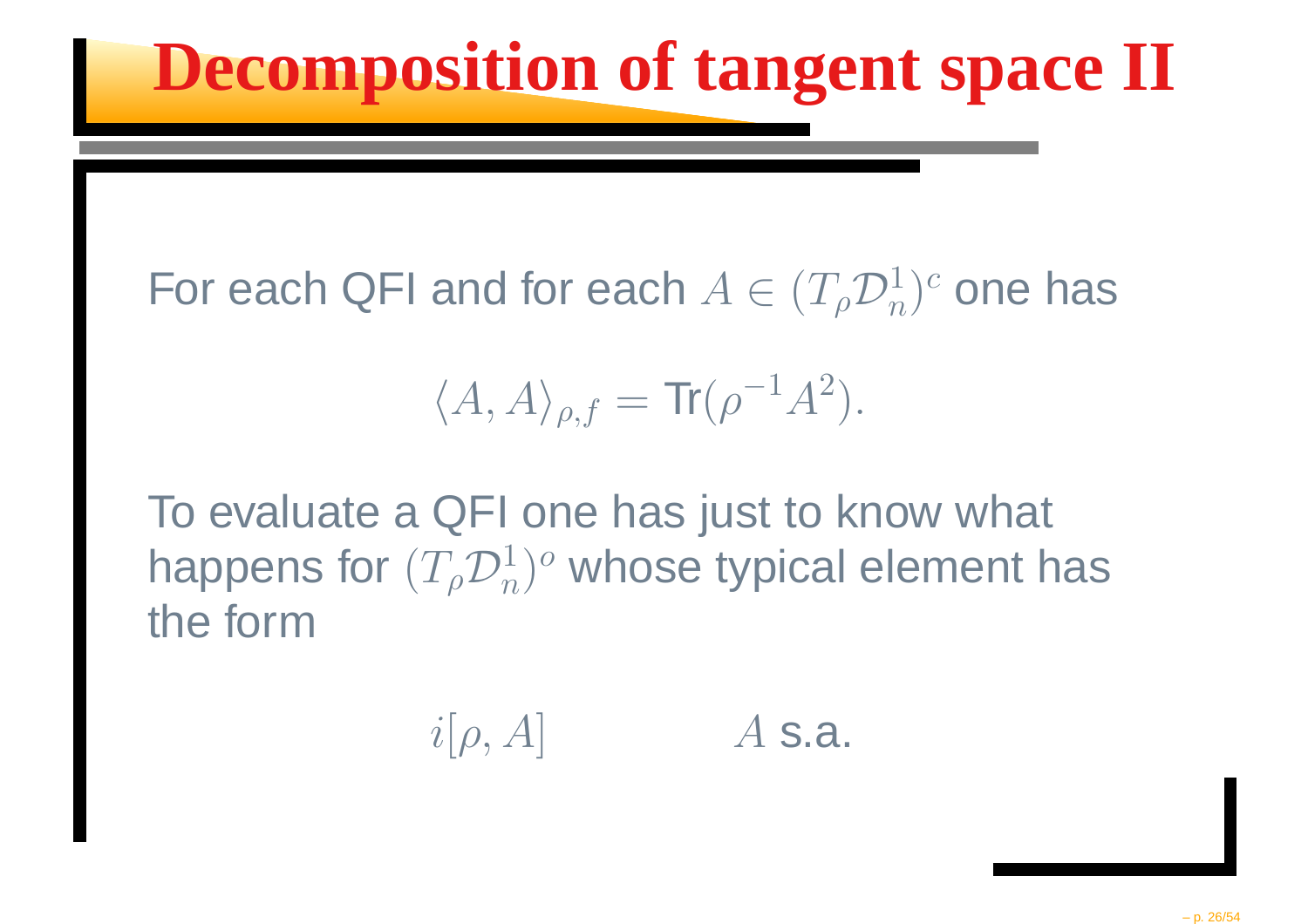# Decomposition of tangent space II

For each QFI and for each $A \in (T_\rho \mathcal{D}_n^1)^c$ one has

$$\langle A, A \rangle_{\rho,f} = \mathrm{Tr}(\rho^{-1} A^2).$$

To evaluate a QFI one has just to know what happens for $(T_\rho \mathcal{D}_n^1)^o$ whose typical element has the form

$$i[\rho, A] \qquad\qquad A \text{ s.a.}$$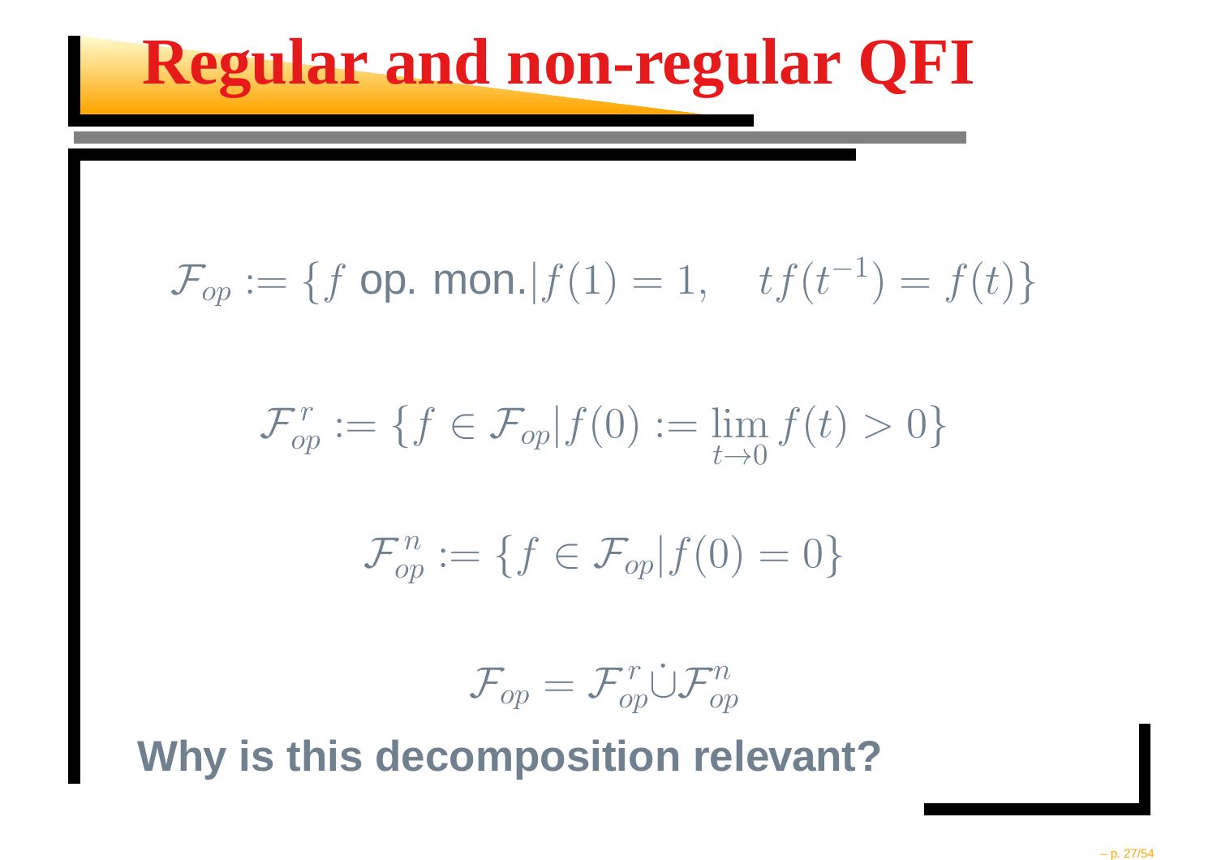# Regular and non-regular QFI

$$\mathcal{F}_{op} := \{ f \text{ op. mon.} | f(1) = 1, \quad t f(t^{-1}) = f(t) \}$$

$$\mathcal{F}_{op}^{r} := \{ f \in \mathcal{F}_{op} | f(0) := \lim_{t \to 0} f(t) > 0 \}$$

$$\mathcal{F}_{op}^{n} := \{ f \in \mathcal{F}_{op} | f(0) = 0 \}$$

$$\mathcal{F}_{op} = \mathcal{F}_{op}^{r} \dot{\cup} \mathcal{F}_{op}^{n}$$

**Why is this decomposition relevant?**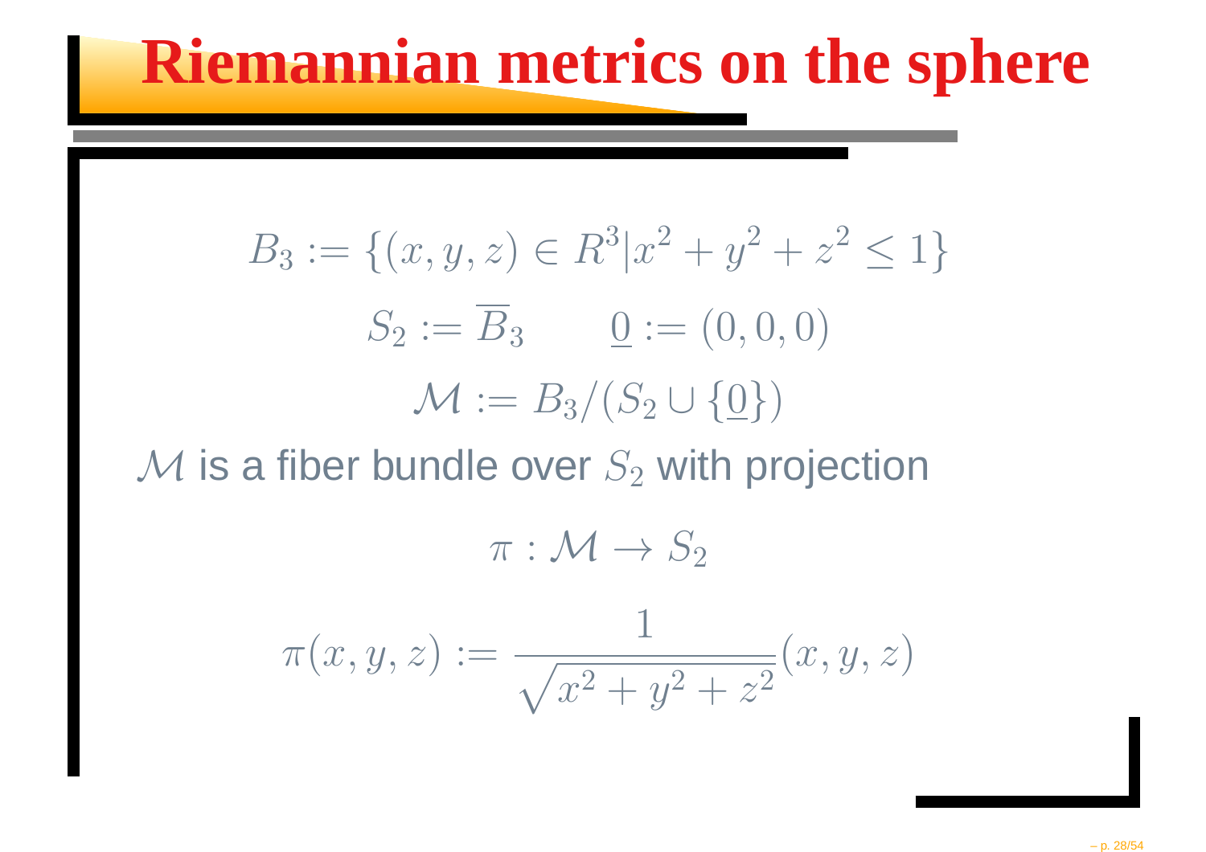# Riemannian metrics on the sphere

$$B_3 := \{(x, y, z) \in R^3 | x^2 + y^2 + z^2 \leq 1\}$$

$$S_2 := \overline{B}_3 \qquad \underline{0} := (0, 0, 0)$$

$$\mathcal{M} := B_3 / (S_2 \cup \{\underline{0}\})$$

$\mathcal{M}$ is a fiber bundle over $S_2$ with projection

$$\pi : \mathcal{M} \to S_2$$

$$\pi(x, y, z) := \frac{1}{\sqrt{x^2 + y^2 + z^2}}(x, y, z)$$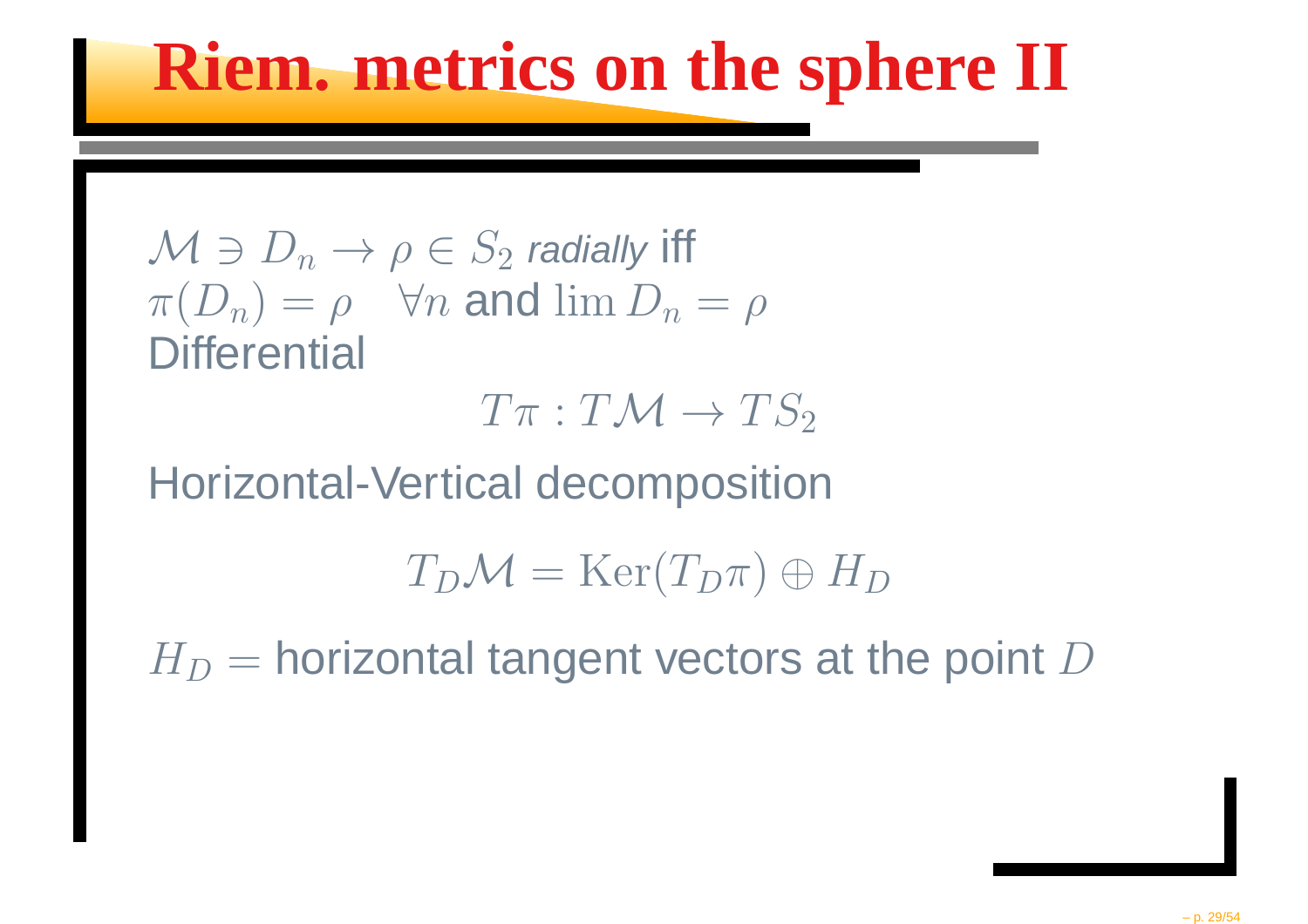# Riem. metrics on the sphere II

$\mathcal{M} \ni D_n \to \rho \in S_2$ *radially* iff
$\pi(D_n) = \rho \quad \forall n$ and $\lim D_n = \rho$
Differential

$$T\pi : T\mathcal{M} \to TS_2$$

Horizontal-Vertical decomposition

$$T_D\mathcal{M} = \mathrm{Ker}(T_D\pi) \oplus H_D$$

$H_D =$ horizontal tangent vectors at the point $D$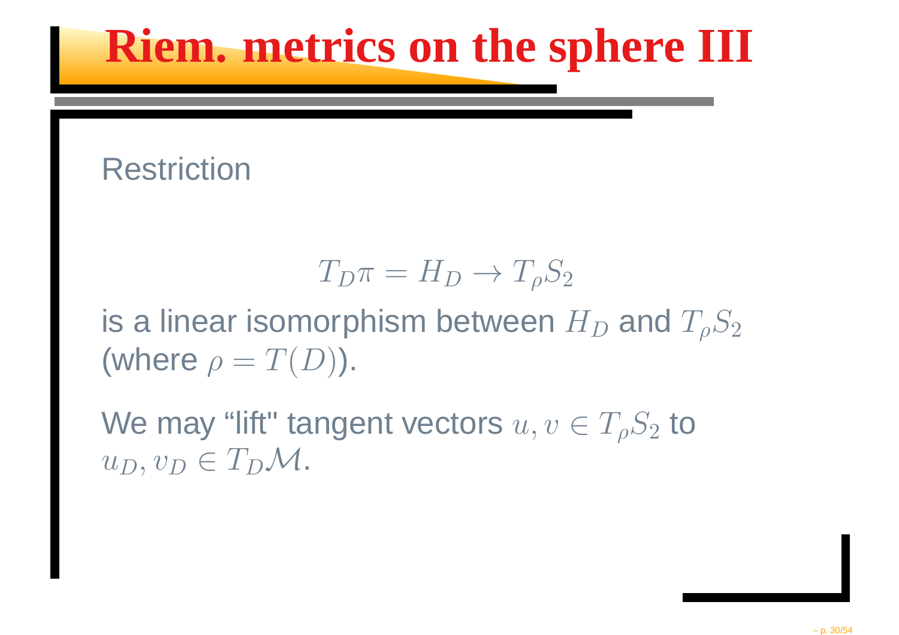# Riem. metrics on the sphere III

Restriction

$$T_D\pi = H_D \to T_\rho S_2$$

is a linear isomorphism between $H_D$ and $T_\rho S_2$ (where $\rho = T(D)$).

We may “lift" tangent vectors $u, v \in T_\rho S_2$ to $u_D, v_D \in T_D\mathcal{M}$.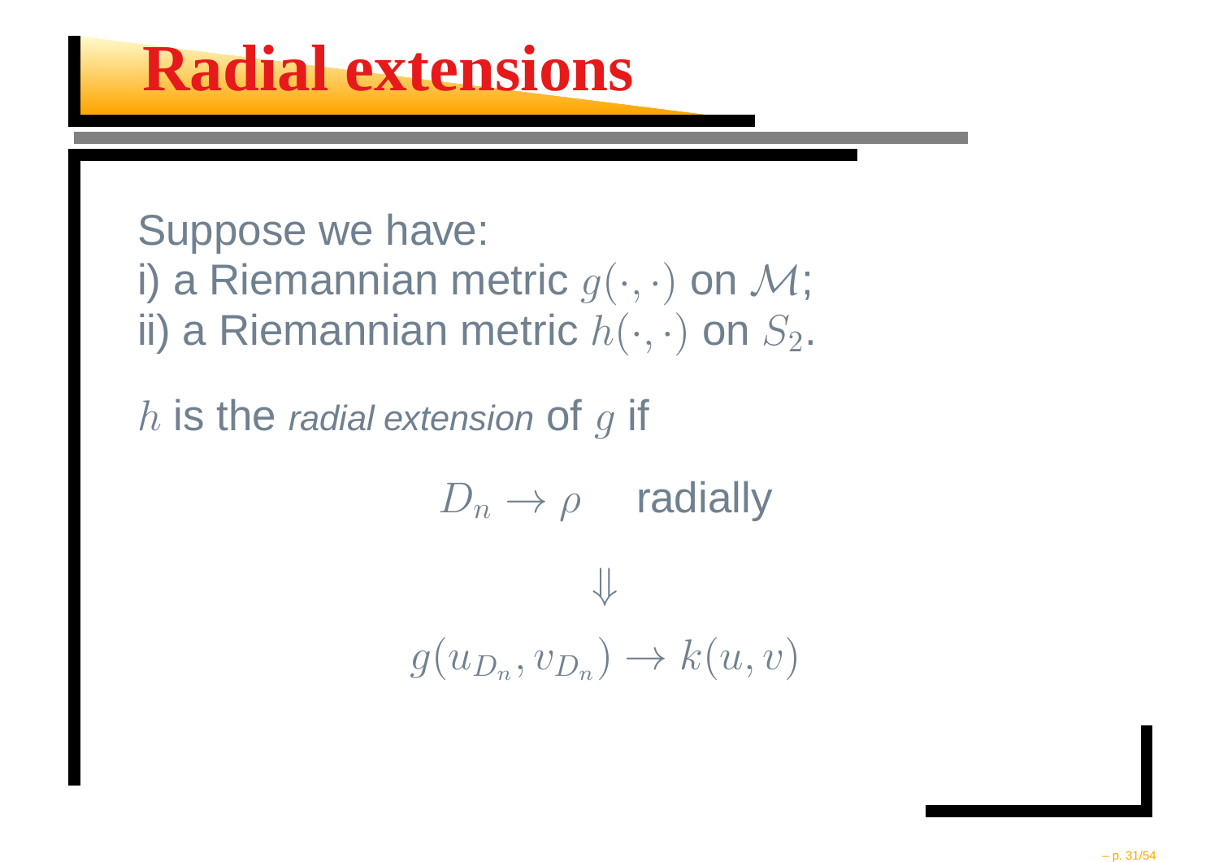# Radial extensions

Suppose we have:
i) a Riemannian metric $g(\cdot,\cdot)$ on $\mathcal{M}$;
ii) a Riemannian metric $h(\cdot,\cdot)$ on $S_2$.

$h$ is the *radial extension* of $g$ if

$$D_n \to \rho \quad \text{radially}$$

$$\Downarrow$$

$$g(u_{D_n}, v_{D_n}) \to k(u,v)$$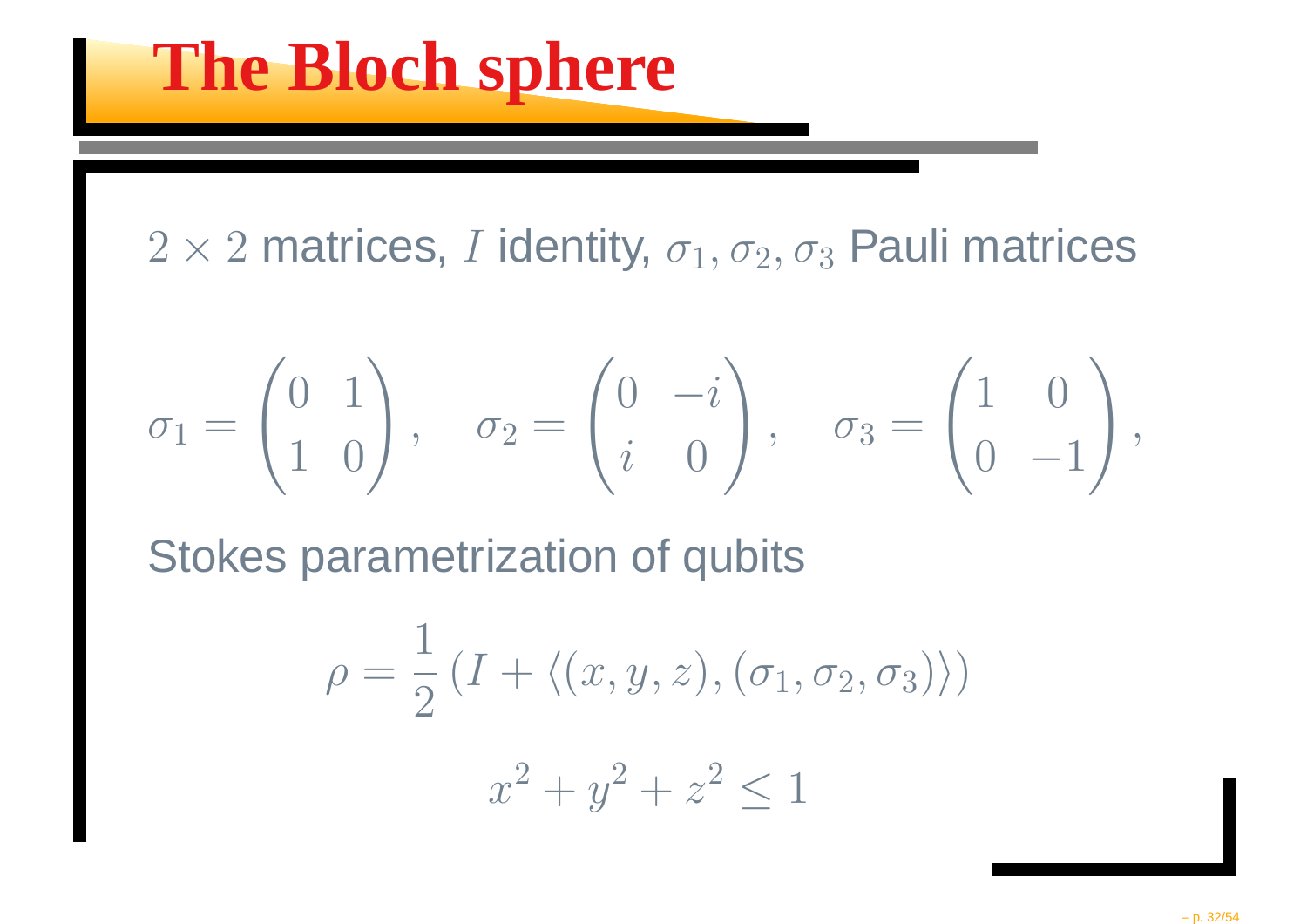# The Bloch sphere

$2 \times 2$ matrices, $I$ identity, $\sigma_1, \sigma_2, \sigma_3$ Pauli matrices

$$\sigma_1 = \begin{pmatrix} 0 & 1 \\ 1 & 0 \end{pmatrix}, \quad \sigma_2 = \begin{pmatrix} 0 & -i \\ i & 0 \end{pmatrix}, \quad \sigma_3 = \begin{pmatrix} 1 & 0 \\ 0 & -1 \end{pmatrix},$$

Stokes parametrization of qubits

$$\rho = \frac{1}{2}\left(I + \langle (x, y, z), (\sigma_1, \sigma_2, \sigma_3) \rangle\right)$$

$$x^2 + y^2 + z^2 \leq 1$$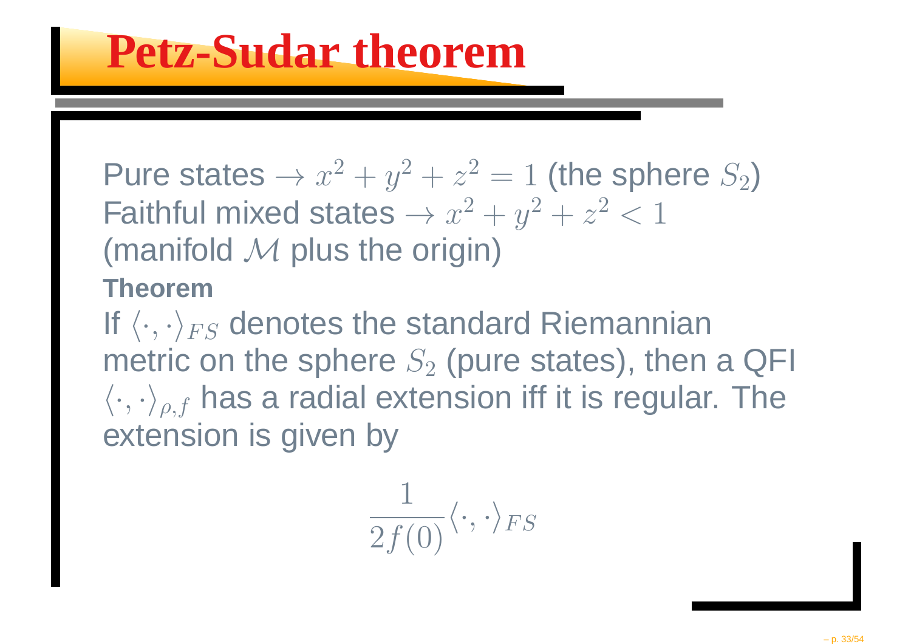# Petz-Sudar theorem

Pure states $\to x^2 + y^2 + z^2 = 1$ (the sphere $S_2$)
Faithful mixed states $\to x^2 + y^2 + z^2 < 1$
(manifold $\mathcal{M}$ plus the origin)

**Theorem**

If $\langle \cdot, \cdot \rangle_{FS}$ denotes the standard Riemannian metric on the sphere $S_2$ (pure states), then a QFI $\langle \cdot, \cdot \rangle_{\rho,f}$ has a radial extension iff it is regular. The extension is given by

$$\frac{1}{2f(0)} \langle \cdot, \cdot \rangle_{FS}$$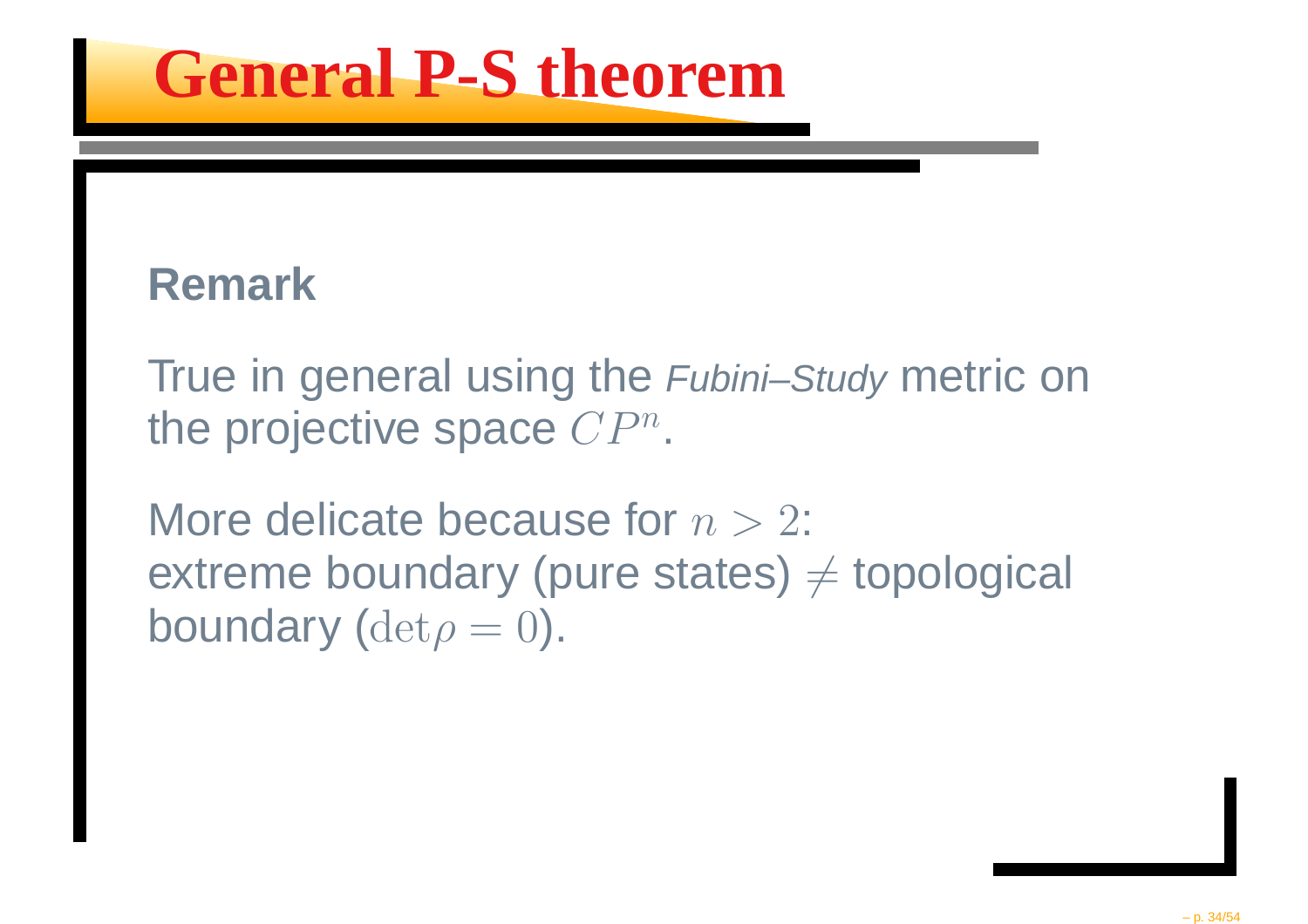# General P-S theorem

### Remark

True in general using the *Fubini–Study* metric on the projective space $CP^n$.

More delicate because for $n > 2$:
extreme boundary (pure states) $\neq$ topological boundary ($\det \rho = 0$).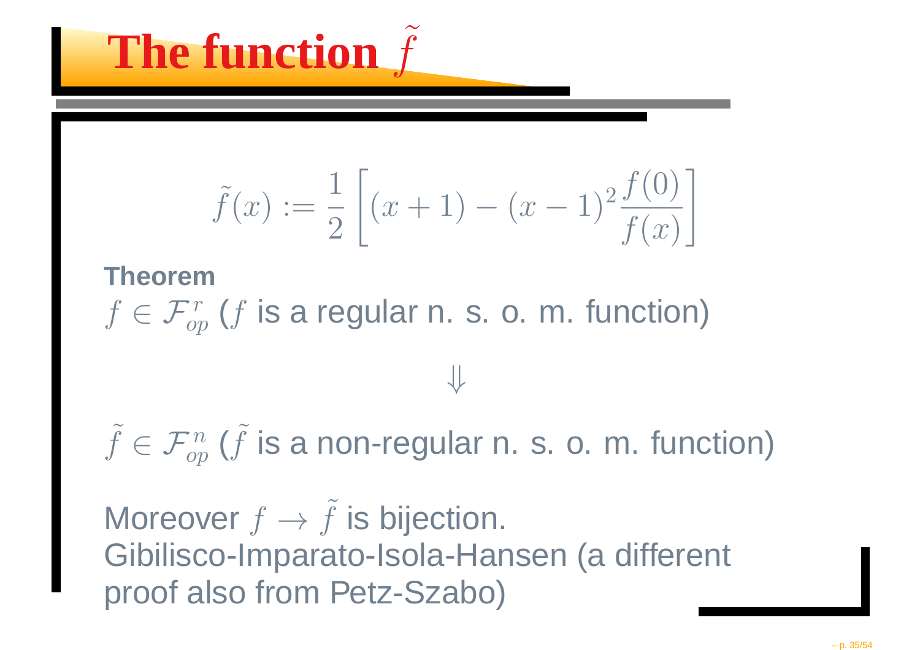# The function $\tilde{f}$

$$\tilde{f}(x) := \frac{1}{2}\left[(x+1) - (x-1)^2 \frac{f(0)}{f(x)}\right]$$

**Theorem**

$f \in \mathcal{F}_{op}^{r}$ ($f$ is a regular n. s. o. m. function)

$$\Downarrow$$

$\tilde{f} \in \mathcal{F}_{op}^{n}$ ($\tilde{f}$ is a non-regular n. s. o. m. function)

Moreover $f \to \tilde{f}$ is bijection.
Gibilisco-Imparato-Isola-Hansen (a different proof also from Petz-Szabo)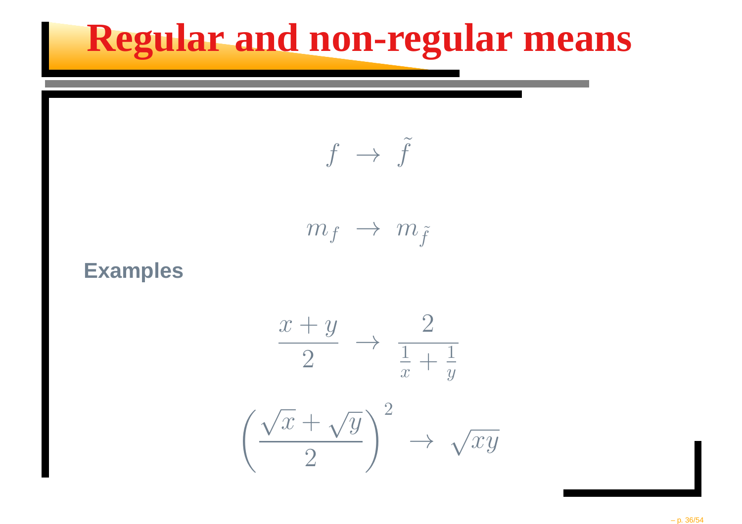# Regular and non-regular means

$$f \;\rightarrow\; \tilde{f}$$

$$m_f \;\rightarrow\; m_{\tilde{f}}$$

**Examples**

$$\frac{x+y}{2} \;\rightarrow\; \frac{2}{\frac{1}{x}+\frac{1}{y}}$$

$$\left(\frac{\sqrt{x}+\sqrt{y}}{2}\right)^2 \;\rightarrow\; \sqrt{xy}$$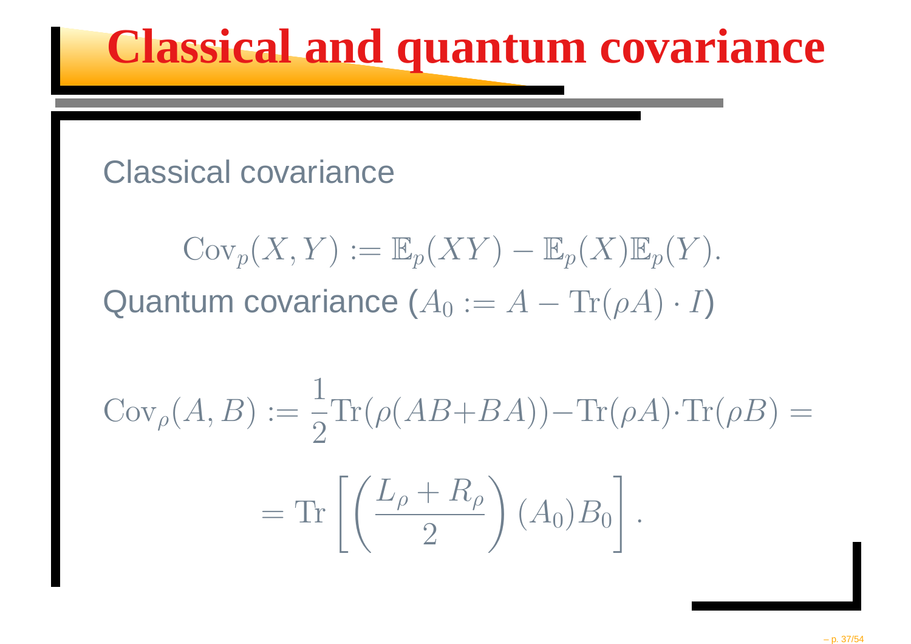# Classical and quantum covariance

Classical covariance

$$\mathrm{Cov}_p(X,Y) := \mathbb{E}_p(XY) - \mathbb{E}_p(X)\mathbb{E}_p(Y).$$

Quantum covariance ($A_0 := A - \mathrm{Tr}(\rho A) \cdot I$)

$$\mathrm{Cov}_\rho(A,B) := \frac{1}{2}\mathrm{Tr}(\rho(AB+BA)) - \mathrm{Tr}(\rho A)\cdot\mathrm{Tr}(\rho B) =$$

$$= \mathrm{Tr}\left[\left(\frac{L_\rho + R_\rho}{2}\right)(A_0)B_0\right].$$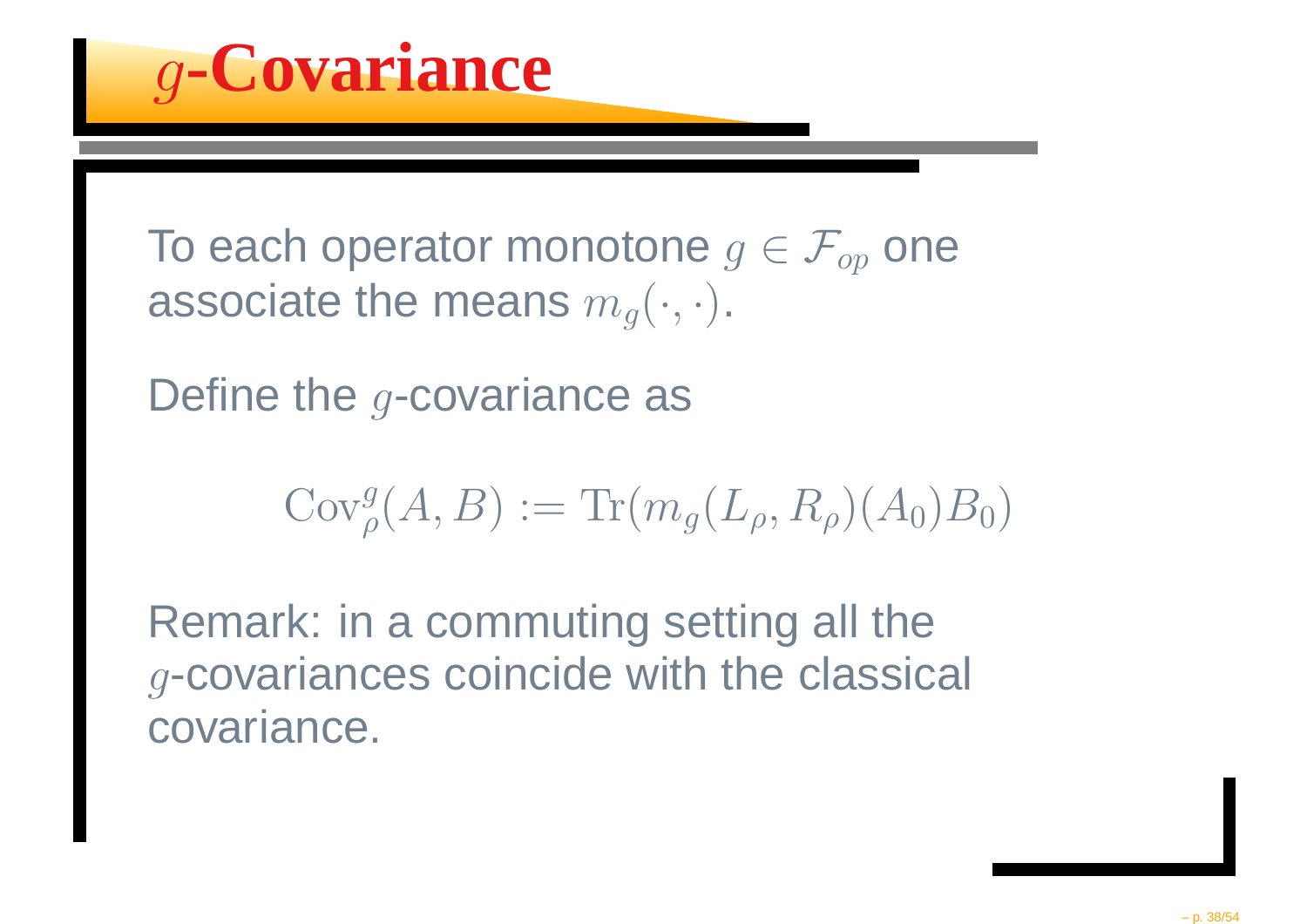# $g$-Covariance

To each operator monotone $g \in \mathcal{F}_{op}$ one associate the means $m_g(\cdot, \cdot)$.

Define the $g$-covariance as

$$\mathrm{Cov}_\rho^g(A, B) := \mathrm{Tr}(m_g(L_\rho, R_\rho)(A_0)B_0)$$

Remark: in a commuting setting all the $g$-covariances coincide with the classical covariance.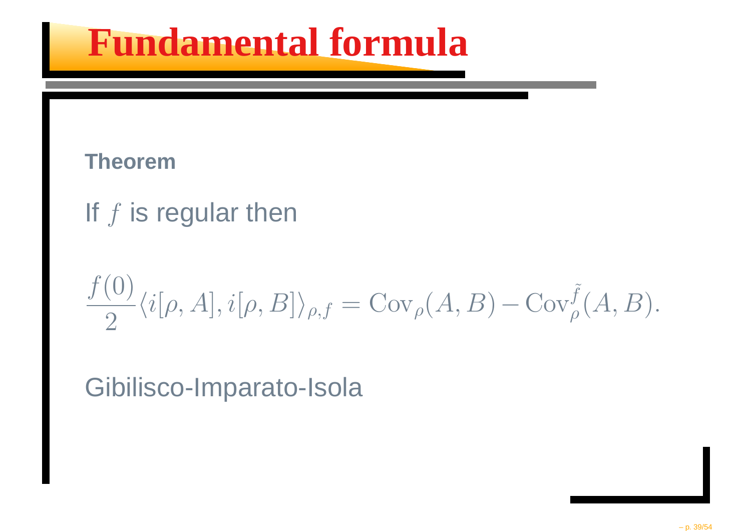# Fundamental formula

**Theorem**

If $f$ is regular then

$$\frac{f(0)}{2}\langle i[\rho, A], i[\rho, B]\rangle_{\rho,f} = \mathrm{Cov}_\rho(A, B) - \mathrm{Cov}_\rho^{\tilde{f}}(A, B).$$

Gibilisco-Imparato-Isola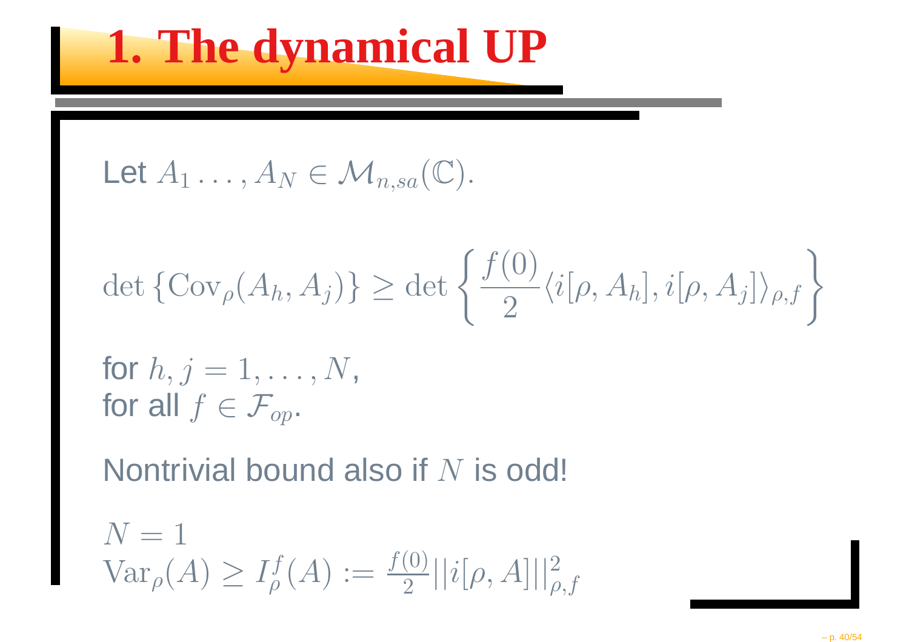# 1. The dynamical UP

Let $A_1 \ldots, A_N \in \mathcal{M}_{n,sa}(\mathbb{C})$.

$$\det \left\{ \mathrm{Cov}_\rho(A_h, A_j) \right\} \geq \det \left\{ \frac{f(0)}{2} \langle i[\rho, A_h], i[\rho, A_j] \rangle_{\rho,f} \right\}$$

for $h, j = 1, \ldots, N$,
for all $f \in \mathcal{F}_{op}$.

Nontrivial bound also if $N$ is odd!

$N = 1$
$\mathrm{Var}_\rho(A) \geq I_\rho^f(A) := \frac{f(0)}{2} ||i[\rho, A]||^2_{\rho,f}$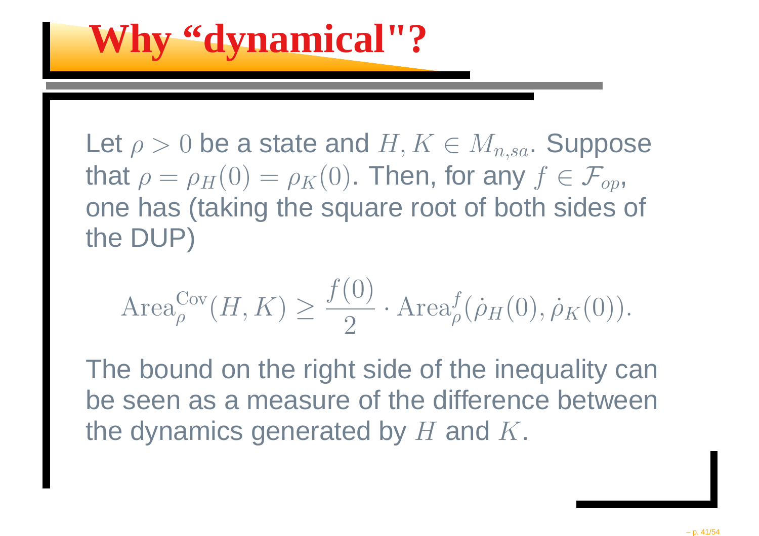# Why “dynamical"?

Let $\rho > 0$ be a state and $H, K \in M_{n,sa}$. Suppose that $\rho = \rho_H(0) = \rho_K(0)$. Then, for any $f \in \mathcal{F}_{op}$, one has (taking the square root of both sides of the DUP)

$$\mathrm{Area}_{\rho}^{\mathrm{Cov}}(H, K) \geq \frac{f(0)}{2} \cdot \mathrm{Area}_{\rho}^{f}(\dot{\rho}_H(0), \dot{\rho}_K(0)).$$

The bound on the right side of the inequality can be seen as a measure of the difference between the dynamics generated by $H$ and $K$.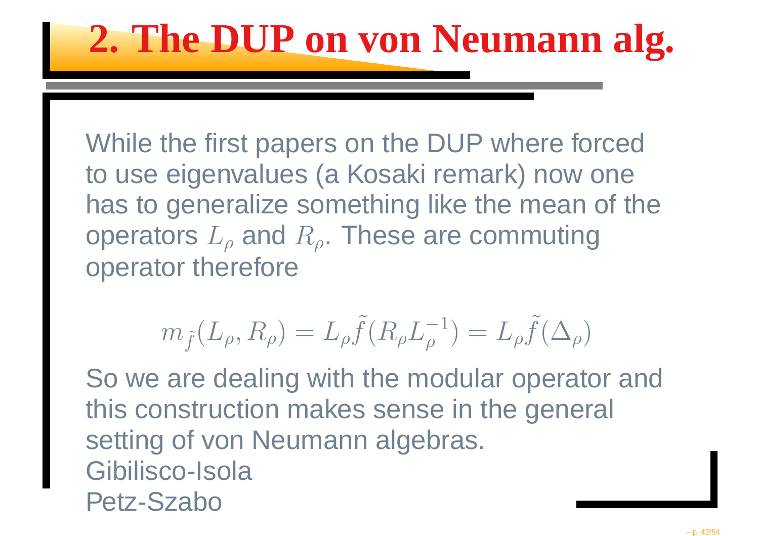# 2. The DUP on von Neumann alg.

While the first papers on the DUP where forced to use eigenvalues (a Kosaki remark) now one has to generalize something like the mean of the operators $L_\rho$ and $R_\rho$. These are commuting operator therefore

$$m_{\tilde{f}}(L_\rho, R_\rho) = L_\rho \tilde{f}(R_\rho L_\rho^{-1}) = L_\rho \tilde{f}(\Delta_\rho)$$

So we are dealing with the modular operator and this construction makes sense in the general setting of von Neumann algebras.
Gibilisco-Isola
Petz-Szabo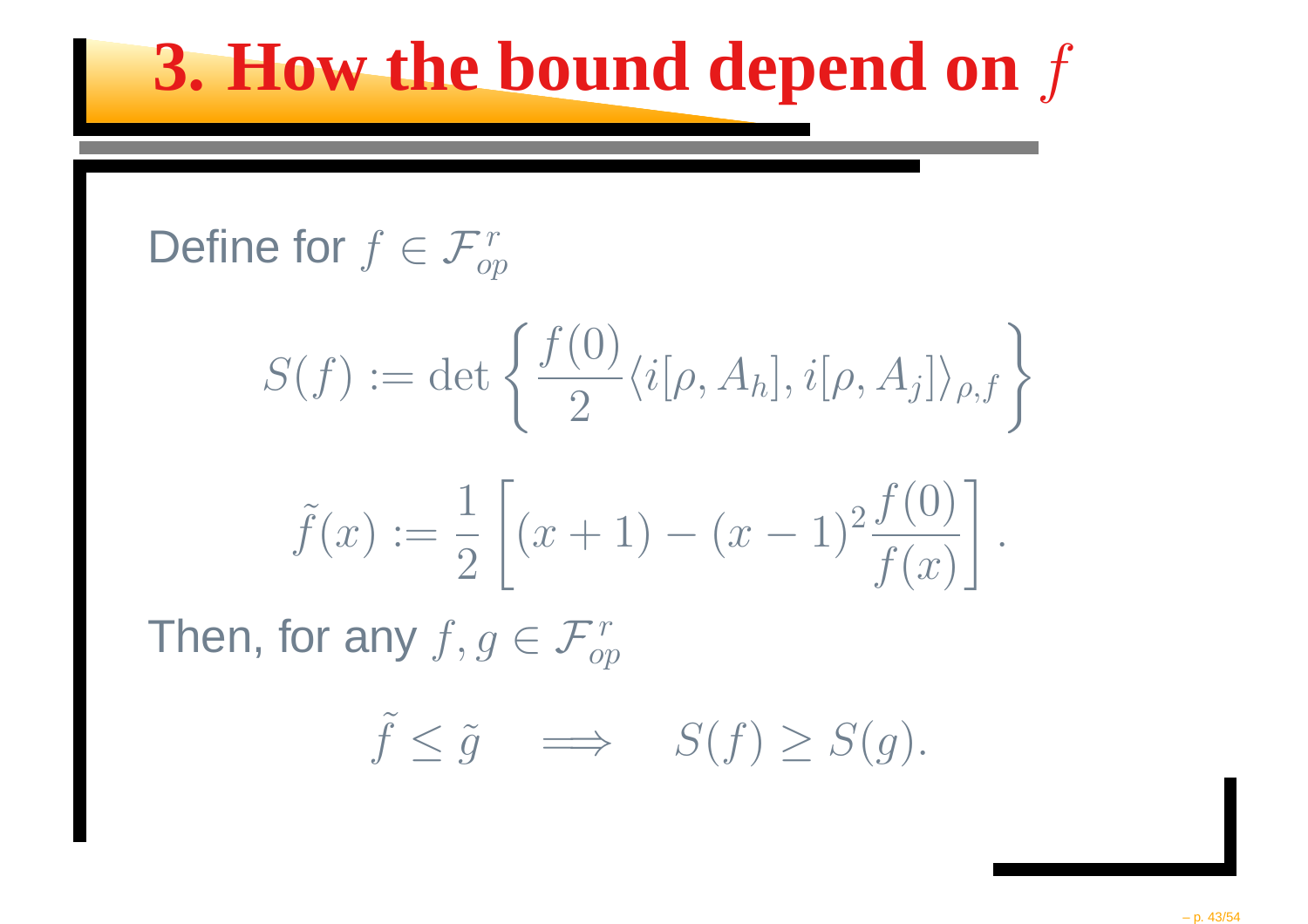# 3. How the bound depend on $f$

Define for $f \in \mathcal{F}_{op}^r$

$$S(f) := \det \left\{ \frac{f(0)}{2} \langle i[\rho, A_h], i[\rho, A_j] \rangle_{\rho,f} \right\}$$

$$\tilde{f}(x) := \frac{1}{2} \left[ (x+1) - (x-1)^2 \frac{f(0)}{f(x)} \right].$$

Then, for any $f, g \in \mathcal{F}_{op}^r$

$$\tilde{f} \leq \tilde{g} \quad \Longrightarrow \quad S(f) \geq S(g).$$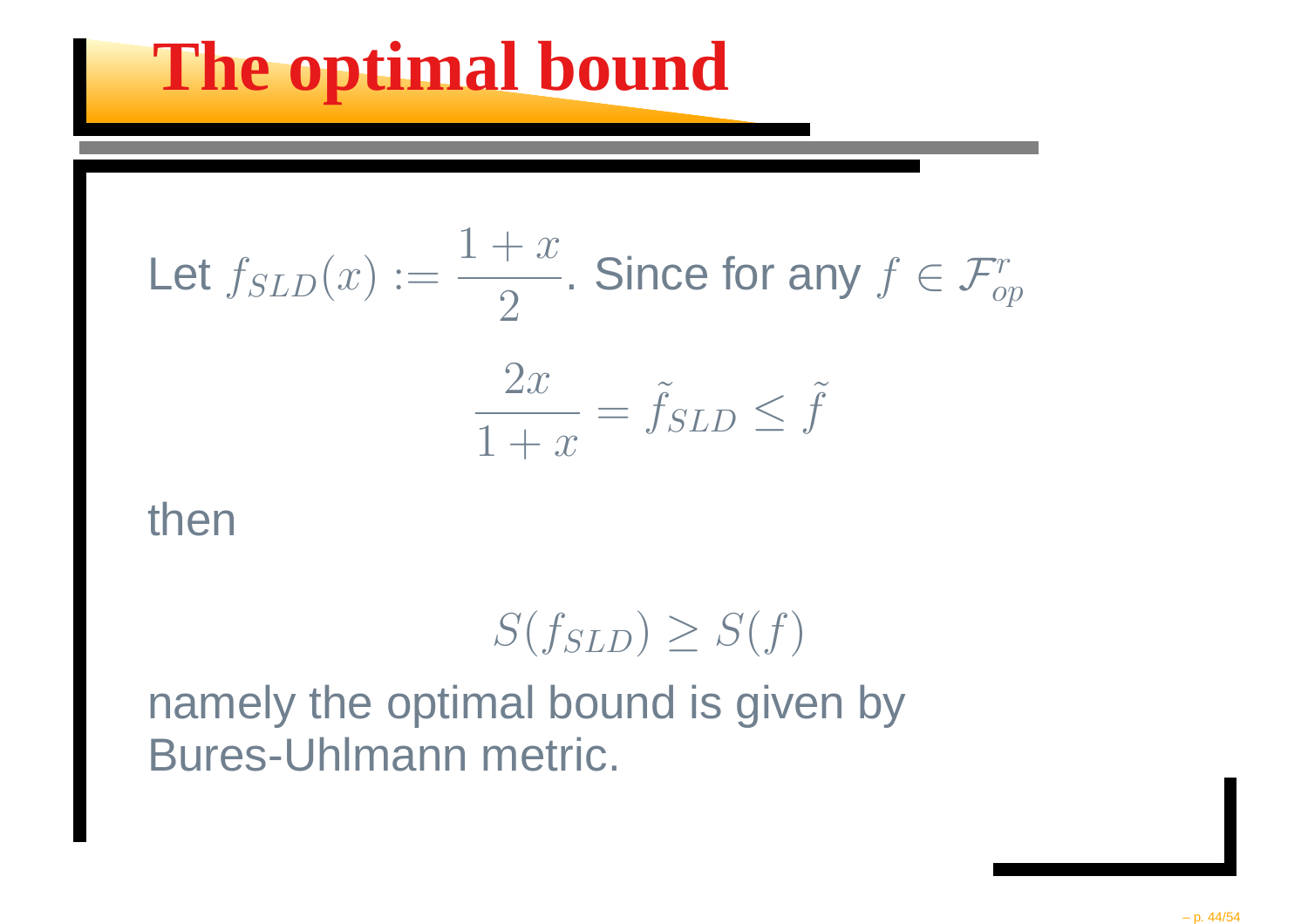# The optimal bound

Let $f_{SLD}(x) := \dfrac{1+x}{2}$. Since for any $f \in \mathcal{F}_{op}^{r}$

$$\frac{2x}{1+x} = \tilde{f}_{SLD} \leq \tilde{f}$$

then

$$S(f_{SLD}) \geq S(f)$$

namely the optimal bound is given by Bures-Uhlmann metric.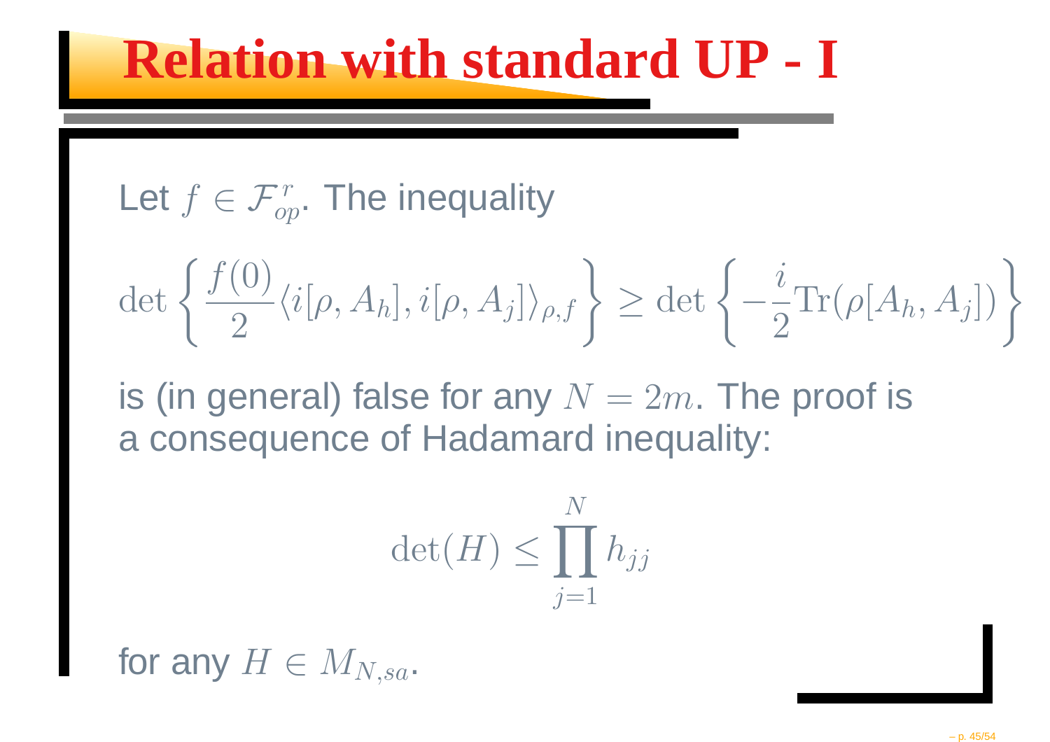# Relation with standard UP - I

Let $f \in \mathcal{F}_{op}^{r}$. The inequality

$$\det\left\{\frac{f(0)}{2}\langle i[\rho, A_h], i[\rho, A_j]\rangle_{\rho,f}\right\} \geq \det\left\{-\frac{i}{2}\mathrm{Tr}(\rho[A_h, A_j])\right\}$$

is (in general) false for any $N = 2m$. The proof is a consequence of Hadamard inequality:

$$\det(H) \leq \prod_{j=1}^{N} h_{jj}$$

for any $H \in M_{N,sa}$.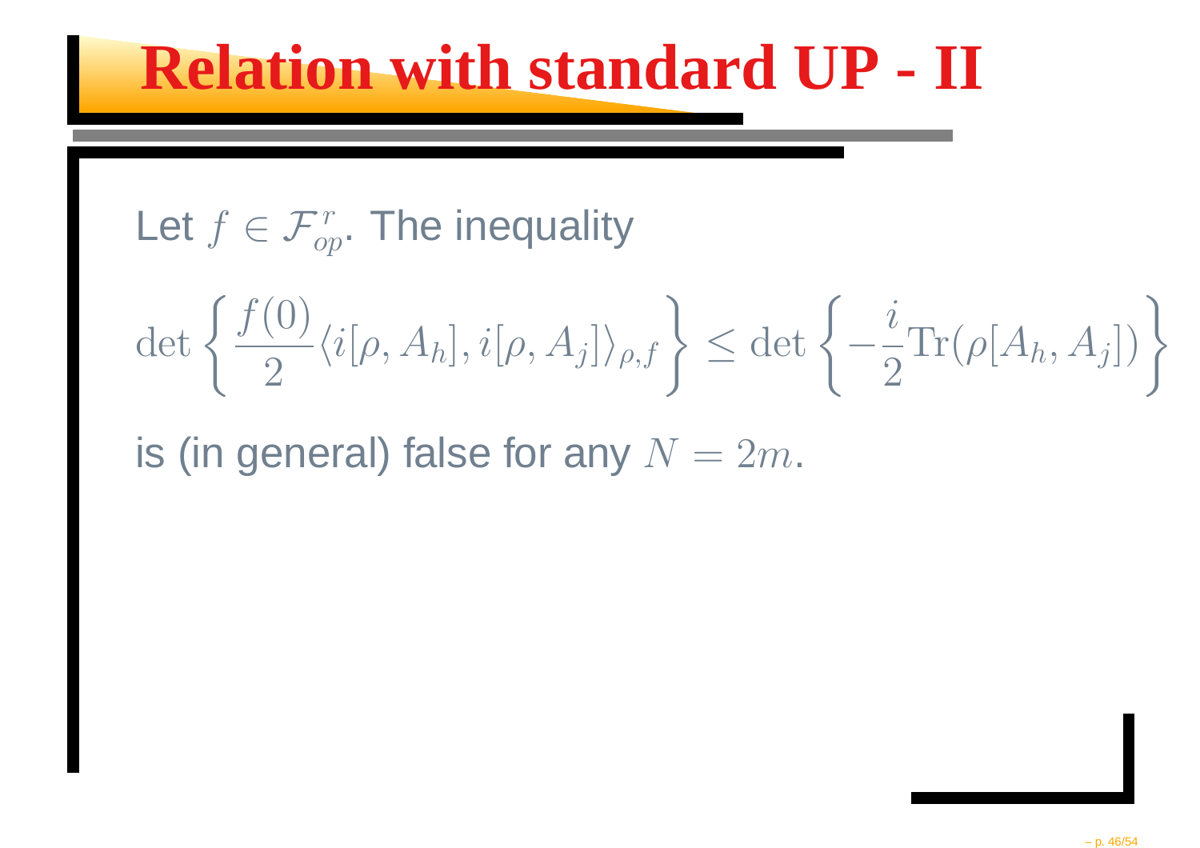# Relation with standard UP - II

Let $f \in \mathcal{F}_{op}^{r}$. The inequality

$$\det\left\{\frac{f(0)}{2}\langle i[\rho, A_h], i[\rho, A_j]\rangle_{\rho,f}\right\} \leq \det\left\{-\frac{i}{2}\mathrm{Tr}(\rho[A_h, A_j])\right\}$$

is (in general) false for any $N = 2m$.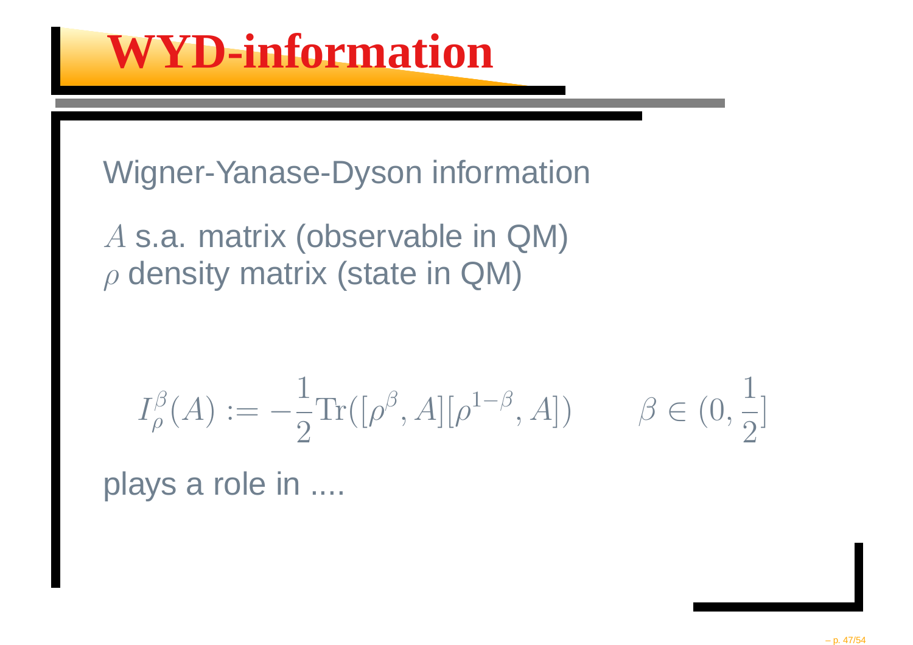# WYD-information

Wigner-Yanase-Dyson information

$A$ s.a. matrix (observable in QM)
$\rho$ density matrix (state in QM)

$$I_\rho^\beta(A) := -\frac{1}{2}\mathrm{Tr}([\rho^\beta, A][\rho^{1-\beta}, A]) \qquad \beta \in (0, \frac{1}{2}]$$

plays a role in ....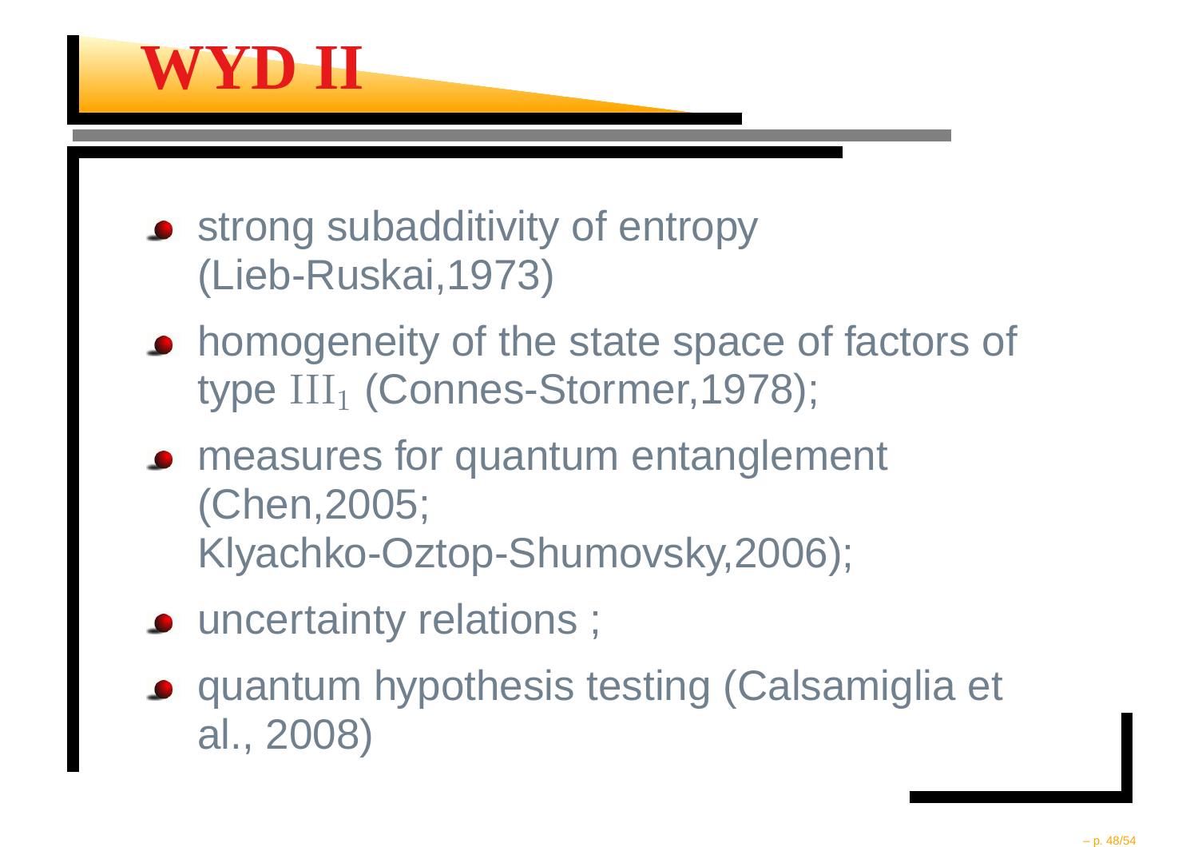# WYD II

- strong subadditivity of entropy (Lieb-Ruskai,1973)
- homogeneity of the state space of factors of type $\mathrm{III}_1$ (Connes-Stormer,1978);
- measures for quantum entanglement (Chen,2005; Klyachko-Oztop-Shumovsky,2006);
- uncertainty relations ;
- quantum hypothesis testing (Calsamiglia et al., 2008)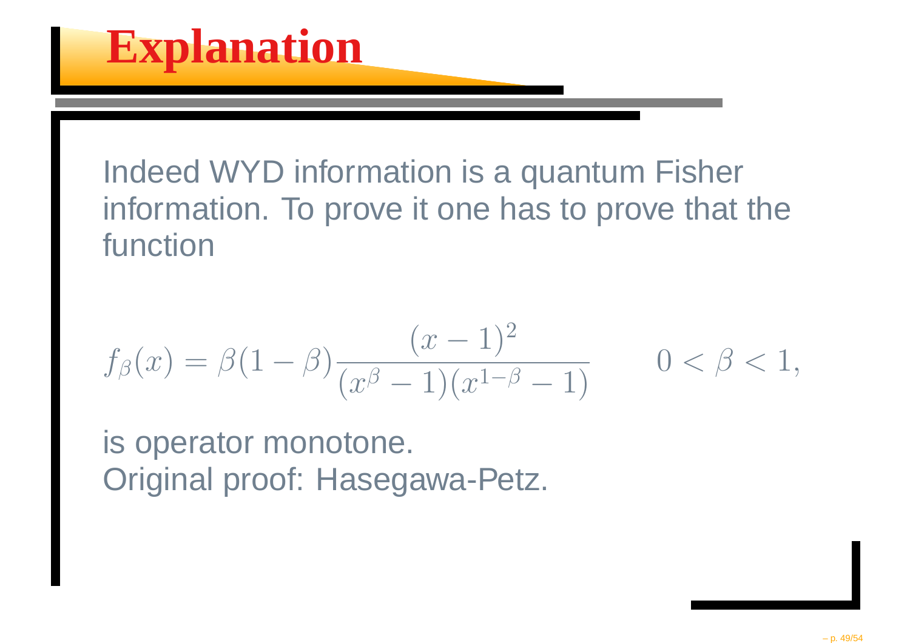# Explanation

Indeed WYD information is a quantum Fisher information. To prove it one has to prove that the function

$$f_\beta(x) = \beta(1-\beta)\frac{(x-1)^2}{(x^\beta - 1)(x^{1-\beta} - 1)} \qquad 0 < \beta < 1,$$

is operator monotone.
Original proof: Hasegawa-Petz.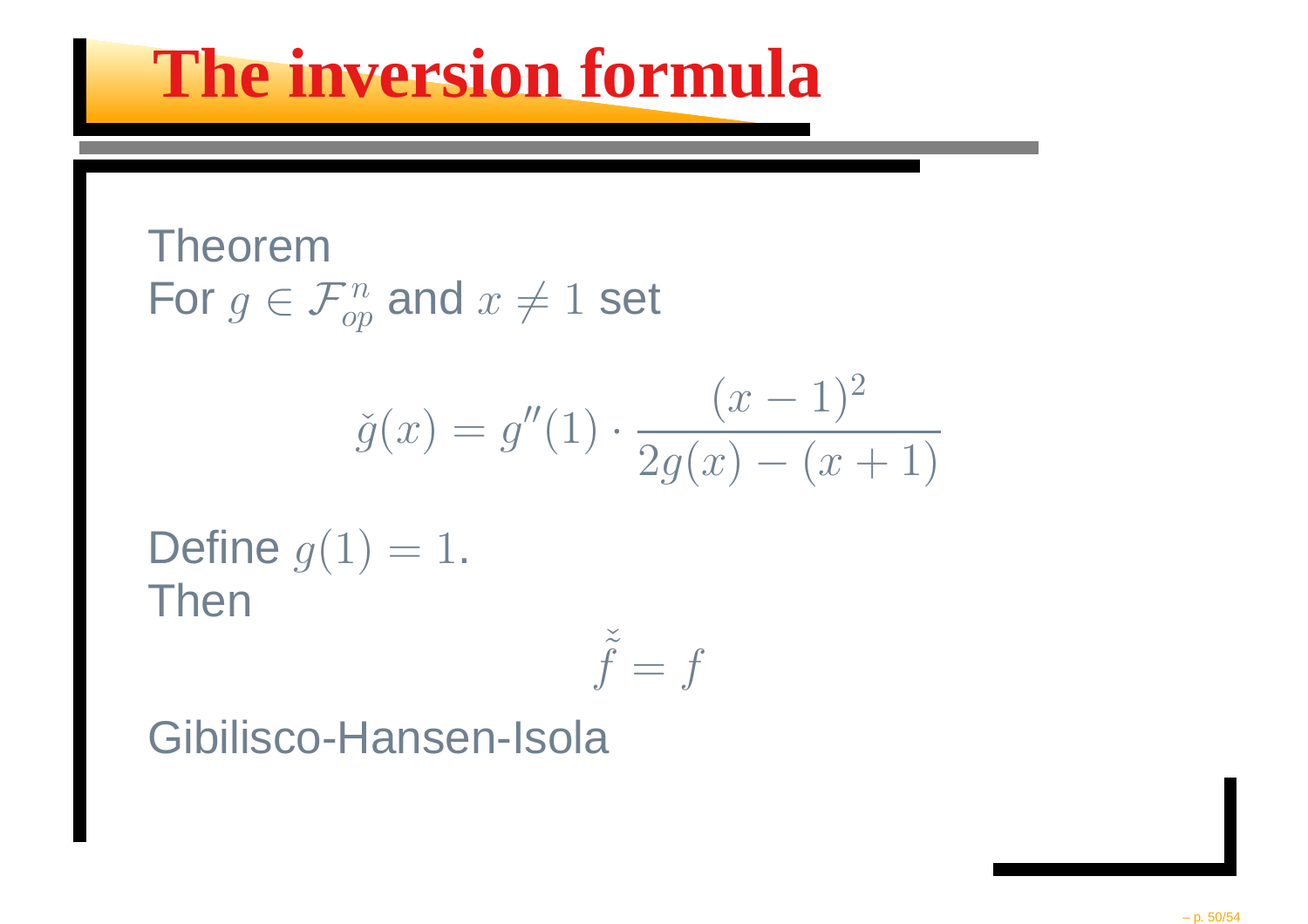# The inversion formula

Theorem
For $g \in \mathcal{F}_{op}^{n}$ and $x \neq 1$ set

$$\check{g}(x) = g''(1) \cdot \frac{(x-1)^2}{2g(x) - (x+1)}$$

Define $g(1) = 1$.
Then

$$\check{\check{f}} = f$$

Gibilisco-Hansen-Isola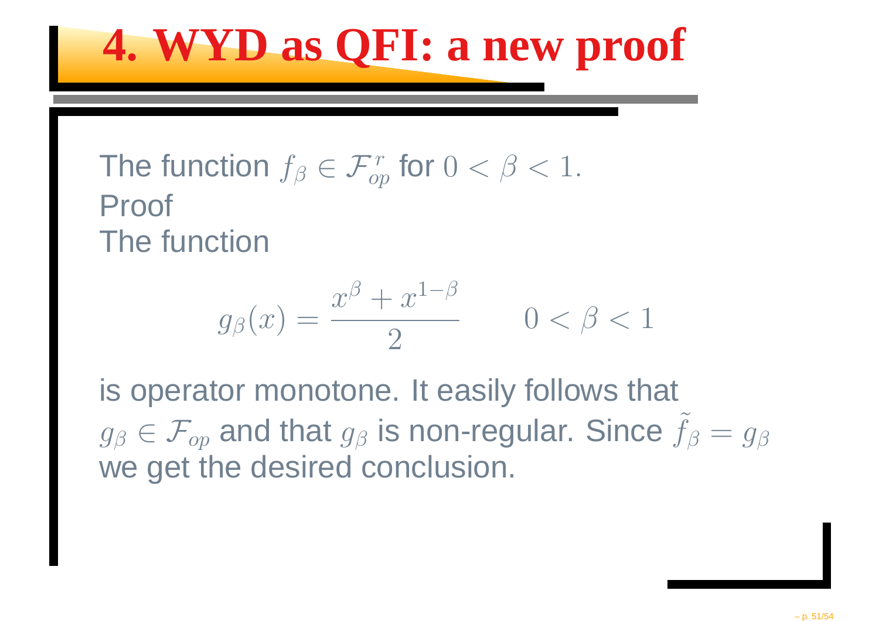# 4. WYD as QFI: a new proof

The function $f_\beta \in \mathcal{F}_{op}^r$ for $0 < \beta < 1.$

Proof

The function

$$g_\beta(x) = \frac{x^\beta + x^{1-\beta}}{2} \qquad 0 < \beta < 1$$

is operator monotone. It easily follows that $g_\beta \in \mathcal{F}_{op}$ and that $g_\beta$ is non-regular. Since $\tilde{f}_\beta = g_\beta$ we get the desired conclusion.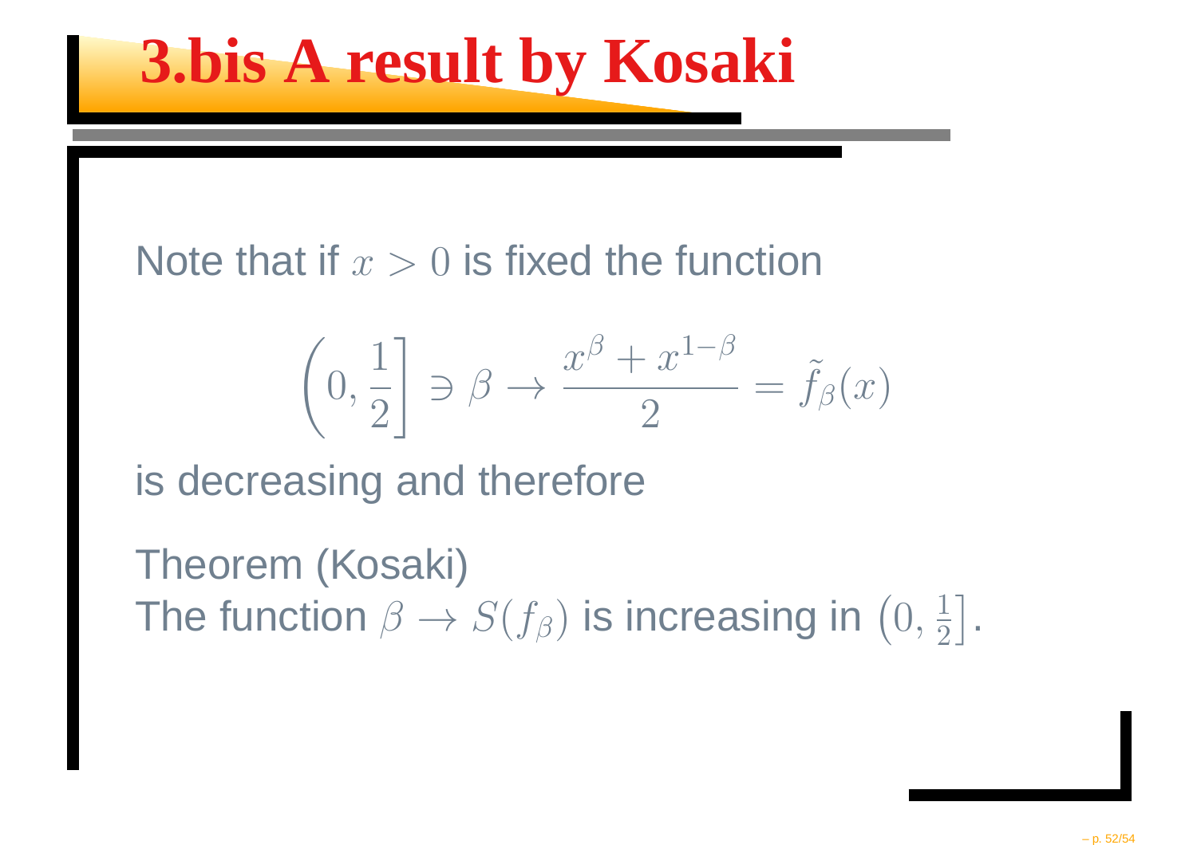# 3.bis A result by Kosaki

Note that if $x > 0$ is fixed the function

$$\left(0, \frac{1}{2}\right] \ni \beta \to \frac{x^{\beta} + x^{1-\beta}}{2} = \tilde{f}_{\beta}(x)$$

is decreasing and therefore

Theorem (Kosaki)
The function $\beta \to S(f_{\beta})$ is increasing in $\left(0, \frac{1}{2}\right]$.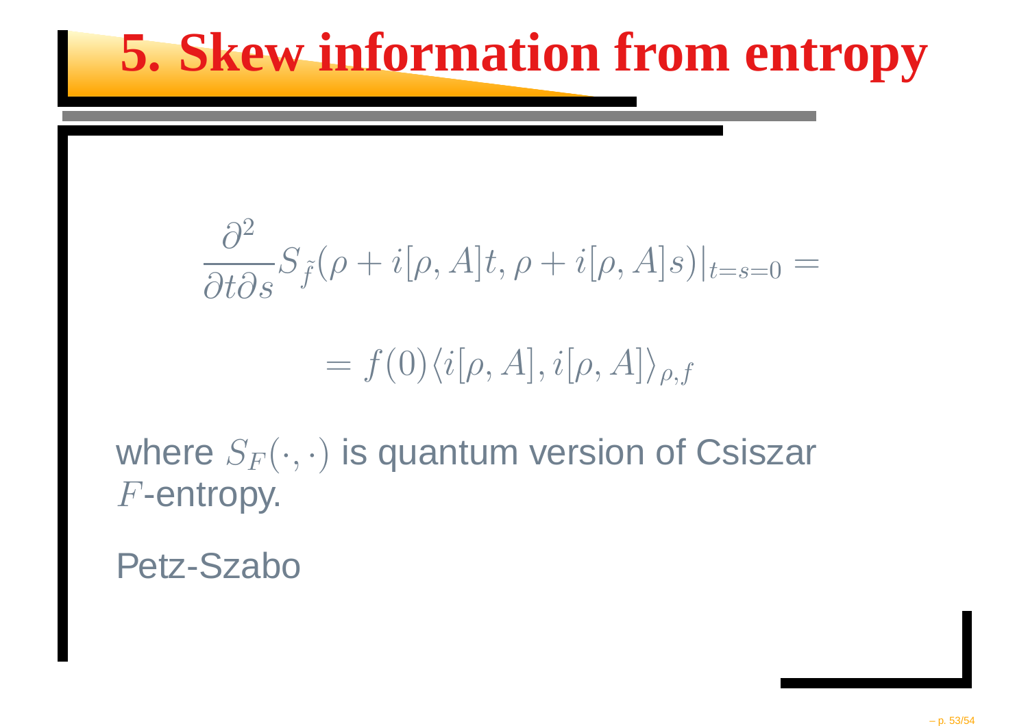# 5. Skew information from entropy

$$\frac{\partial^2}{\partial t \partial s} S_{\tilde{f}}(\rho + i[\rho, A]t, \rho + i[\rho, A]s)|_{t=s=0} =$$

$$= f(0)\langle i[\rho, A], i[\rho, A]\rangle_{\rho,f}$$

where $S_F(\cdot,\cdot)$ is quantum version of Csiszar $F$-entropy.

Petz-Szabo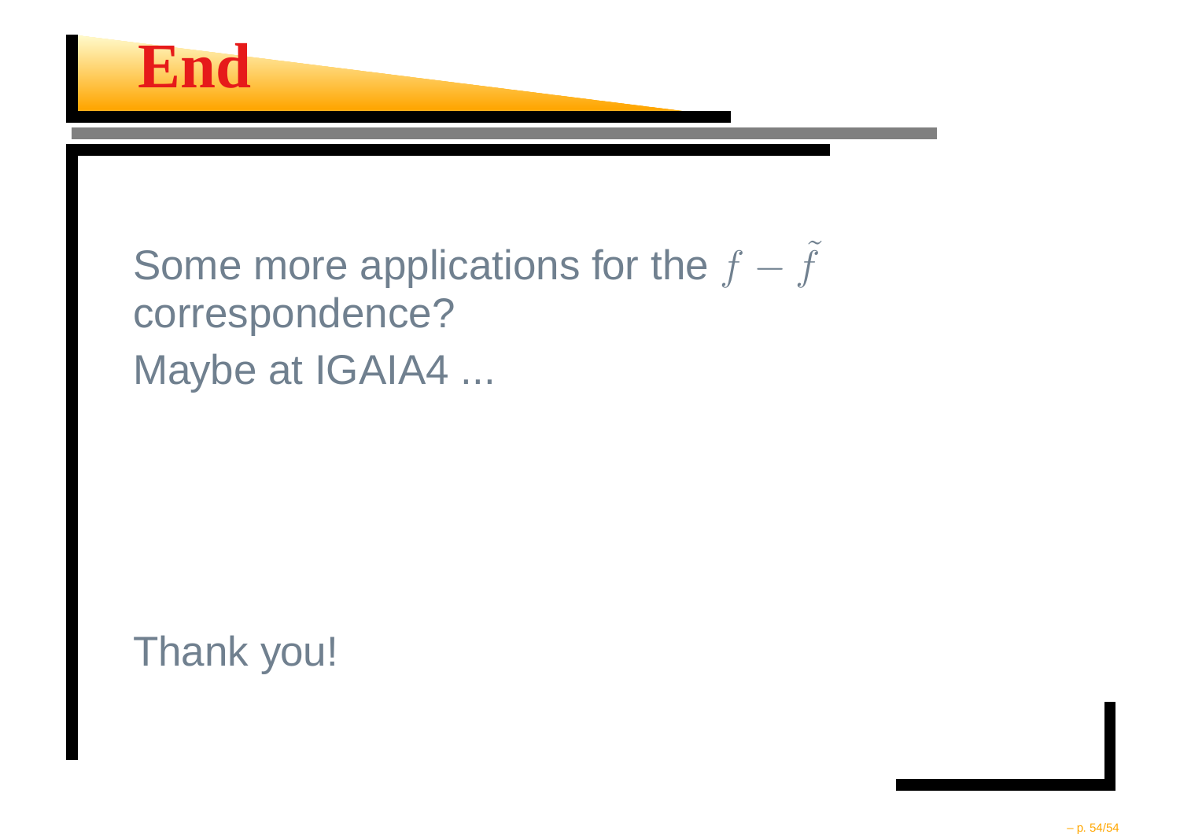# End

Some more applications for the $f - \tilde{f}$ correspondence?

Maybe at IGAIA4 ...

Thank you!